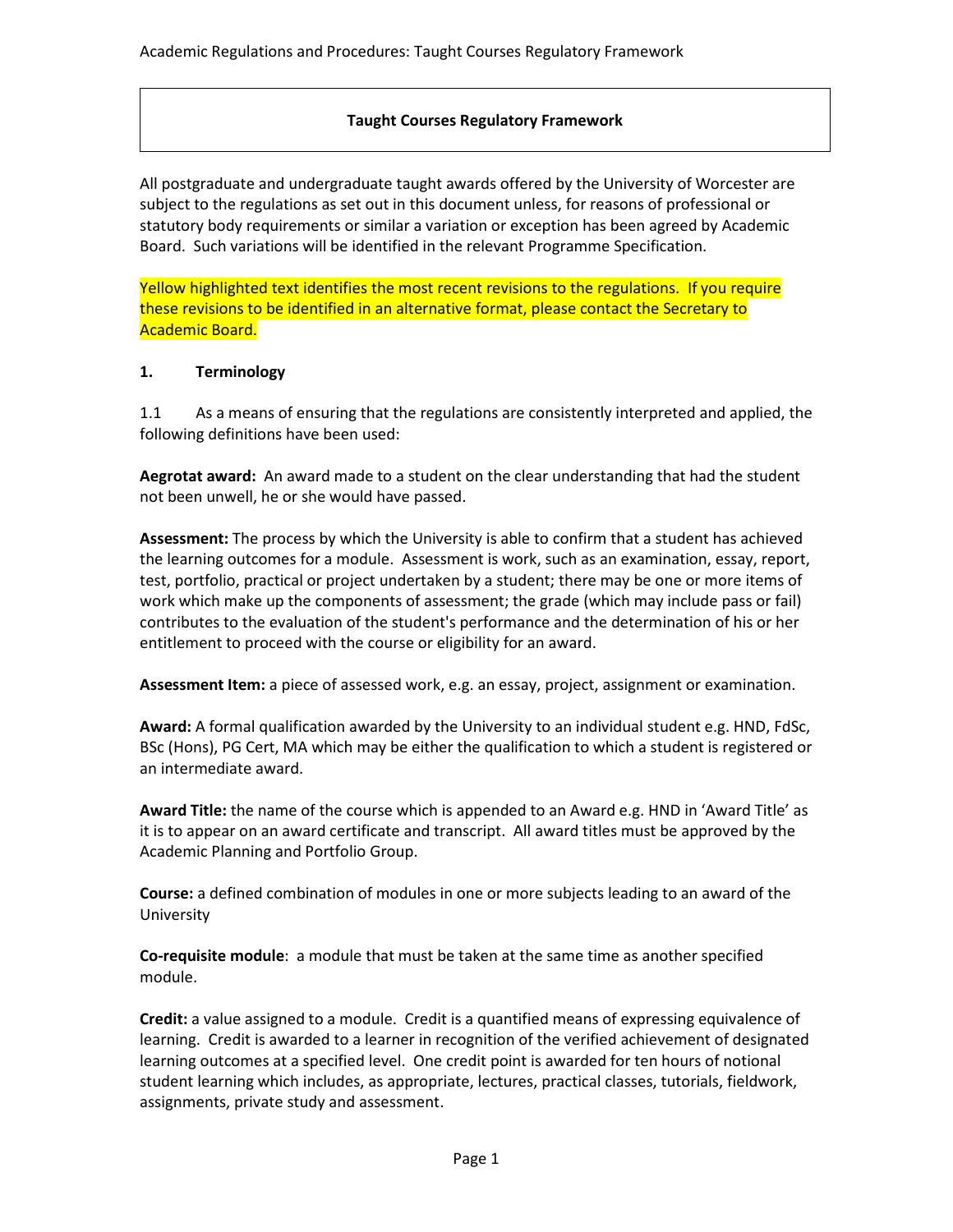# Taught Courses Regulatory Framework

All postgraduate and undergraduate taught awards offered by the University of Worcester are subject to the regulations as set out in this document unless, for reasons of professional or statutory body requirements or similar a variation or exception has been agreed by Academic Board. Such variations will be identified in the relevant Programme Specification.

Yellow highlighted text identifies the most recent revisions to the regulations. If you require these revisions to be identified in an alternative format, please contact the Secretary to Academic Board.

## 1. Terminology

1.1 As a means of ensuring that the regulations are consistently interpreted and applied, the following definitions have been used:

**Aegrotat award:** An award made to a student on the clear understanding that had the student not been unwell, he or she would have passed.

**Assessment:** The process by which the University is able to confirm that a student has achieved the learning outcomes for a module. Assessment is work, such as an examination, essay, report, test, portfolio, practical or project undertaken by a student; there may be one or more items of work which make up the components of assessment; the grade (which may include pass or fail) contributes to the evaluation of the student's performance and the determination of his or her entitlement to proceed with the course or eligibility for an award.

**Assessment Item:** a piece of assessed work, e.g. an essay, project, assignment or examination.

**Award:** A formal qualification awarded by the University to an individual student e.g. HND, FdSc, BSc (Hons), PG Cert, MA which may be either the qualification to which a student is registered or an intermediate award.

**Award Title:** the name of the course which is appended to an Award e.g. HND in 'Award Title' as it is to appear on an award certificate and transcript. All award titles must be approved by the Academic Planning and Portfolio Group.

**Course:** a defined combination of modules in one or more subjects leading to an award of the University

**Co-requisite module**: a module that must be taken at the same time as another specified module.

**Credit:** a value assigned to a module. Credit is a quantified means of expressing equivalence of learning. Credit is awarded to a learner in recognition of the verified achievement of designated learning outcomes at a specified level. One credit point is awarded for ten hours of notional student learning which includes, as appropriate, lectures, practical classes, tutorials, fieldwork, assignments, private study and assessment.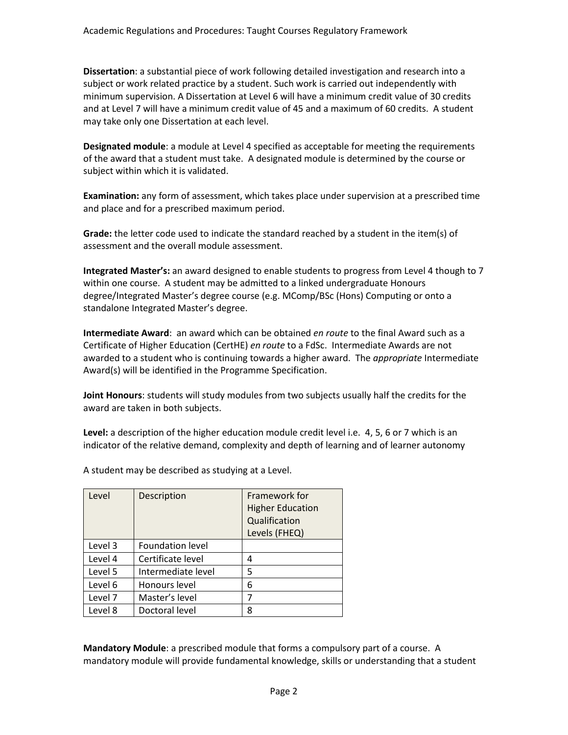**Dissertation**: a substantial piece of work following detailed investigation and research into a subject or work related practice by a student. Such work is carried out independently with minimum supervision. A Dissertation at Level 6 will have a minimum credit value of 30 credits and at Level 7 will have a minimum credit value of 45 and a maximum of 60 credits. A student may take only one Dissertation at each level.

**Designated module**: a module at Level 4 specified as acceptable for meeting the requirements of the award that a student must take. A designated module is determined by the course or subject within which it is validated.

**Examination:** any form of assessment, which takes place under supervision at a prescribed time and place and for a prescribed maximum period.

**Grade:** the letter code used to indicate the standard reached by a student in the item(s) of assessment and the overall module assessment.

**Integrated Master's:** an award designed to enable students to progress from Level 4 though to 7 within one course. A student may be admitted to a linked undergraduate Honours degree/Integrated Master's degree course (e.g. MComp/BSc (Hons) Computing or onto a standalone Integrated Master's degree.

**Intermediate Award**: an award which can be obtained *en route* to the final Award such as a Certificate of Higher Education (CertHE) *en route* to a FdSc. Intermediate Awards are not awarded to a student who is continuing towards a higher award. The *appropriate* Intermediate Award(s) will be identified in the Programme Specification.

**Joint Honours**: students will study modules from two subjects usually half the credits for the award are taken in both subjects.

**Level:** a description of the higher education module credit level i.e. 4, 5, 6 or 7 which is an indicator of the relative demand, complexity and depth of learning and of learner autonomy

A student may be described as studying at a Level.

| Level | Description | Framework for Higher Education Qualification Levels (FHEQ) |
|---|---|---|
| Level 3 | Foundation level | |
| Level 4 | Certificate level | 4 |
| Level 5 | Intermediate level | 5 |
| Level 6 | Honours level | 6 |
| Level 7 | Master's level | 7 |
| Level 8 | Doctoral level | 8 |

**Mandatory Module**: a prescribed module that forms a compulsory part of a course. A mandatory module will provide fundamental knowledge, skills or understanding that a student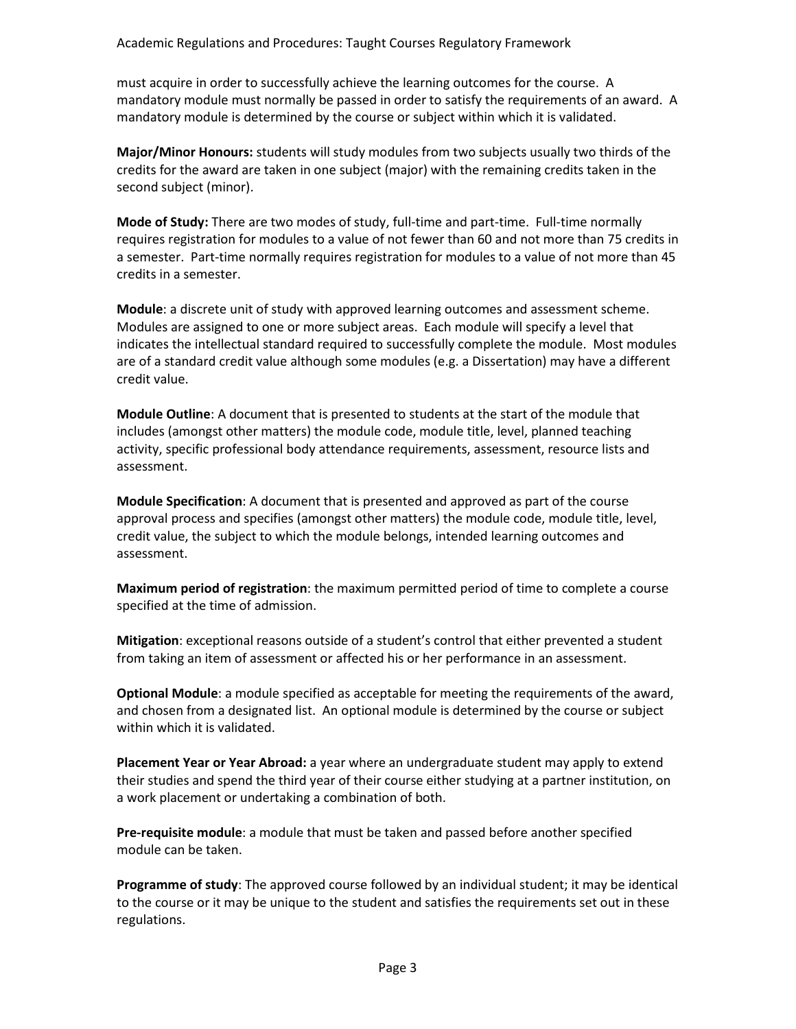must acquire in order to successfully achieve the learning outcomes for the course. A mandatory module must normally be passed in order to satisfy the requirements of an award. A mandatory module is determined by the course or subject within which it is validated.

**Major/Minor Honours:** students will study modules from two subjects usually two thirds of the credits for the award are taken in one subject (major) with the remaining credits taken in the second subject (minor).

**Mode of Study:** There are two modes of study, full-time and part-time. Full-time normally requires registration for modules to a value of not fewer than 60 and not more than 75 credits in a semester. Part-time normally requires registration for modules to a value of not more than 45 credits in a semester.

**Module**: a discrete unit of study with approved learning outcomes and assessment scheme. Modules are assigned to one or more subject areas. Each module will specify a level that indicates the intellectual standard required to successfully complete the module. Most modules are of a standard credit value although some modules (e.g. a Dissertation) may have a different credit value.

**Module Outline**: A document that is presented to students at the start of the module that includes (amongst other matters) the module code, module title, level, planned teaching activity, specific professional body attendance requirements, assessment, resource lists and assessment.

**Module Specification**: A document that is presented and approved as part of the course approval process and specifies (amongst other matters) the module code, module title, level, credit value, the subject to which the module belongs, intended learning outcomes and assessment.

**Maximum period of registration**: the maximum permitted period of time to complete a course specified at the time of admission.

**Mitigation**: exceptional reasons outside of a student's control that either prevented a student from taking an item of assessment or affected his or her performance in an assessment.

**Optional Module**: a module specified as acceptable for meeting the requirements of the award, and chosen from a designated list. An optional module is determined by the course or subject within which it is validated.

**Placement Year or Year Abroad:** a year where an undergraduate student may apply to extend their studies and spend the third year of their course either studying at a partner institution, on a work placement or undertaking a combination of both.

**Pre-requisite module**: a module that must be taken and passed before another specified module can be taken.

**Programme of study**: The approved course followed by an individual student; it may be identical to the course or it may be unique to the student and satisfies the requirements set out in these regulations.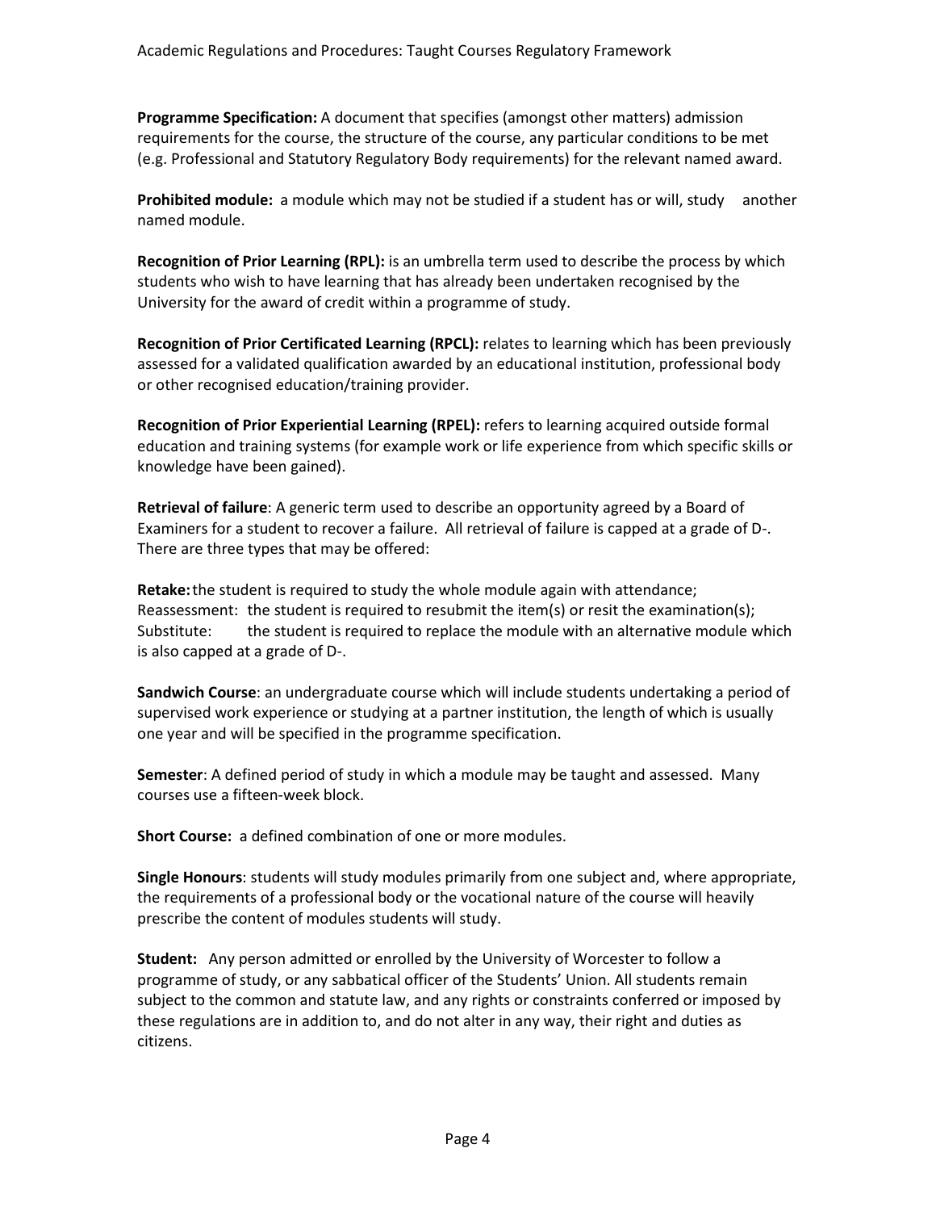**Programme Specification:** A document that specifies (amongst other matters) admission requirements for the course, the structure of the course, any particular conditions to be met (e.g. Professional and Statutory Regulatory Body requirements) for the relevant named award.

**Prohibited module:** a module which may not be studied if a student has or will, study another named module.

**Recognition of Prior Learning (RPL):** is an umbrella term used to describe the process by which students who wish to have learning that has already been undertaken recognised by the University for the award of credit within a programme of study.

**Recognition of Prior Certificated Learning (RPCL):** relates to learning which has been previously assessed for a validated qualification awarded by an educational institution, professional body or other recognised education/training provider.

**Recognition of Prior Experiential Learning (RPEL):** refers to learning acquired outside formal education and training systems (for example work or life experience from which specific skills or knowledge have been gained).

**Retrieval of failure**: A generic term used to describe an opportunity agreed by a Board of Examiners for a student to recover a failure. All retrieval of failure is capped at a grade of D-. There are three types that may be offered:

**Retake:** the student is required to study the whole module again with attendance;
Reassessment: the student is required to resubmit the item(s) or resit the examination(s);
Substitute: the student is required to replace the module with an alternative module which is also capped at a grade of D-.

**Sandwich Course**: an undergraduate course which will include students undertaking a period of supervised work experience or studying at a partner institution, the length of which is usually one year and will be specified in the programme specification.

**Semester**: A defined period of study in which a module may be taught and assessed. Many courses use a fifteen-week block.

**Short Course:** a defined combination of one or more modules.

**Single Honours**: students will study modules primarily from one subject and, where appropriate, the requirements of a professional body or the vocational nature of the course will heavily prescribe the content of modules students will study.

**Student:** Any person admitted or enrolled by the University of Worcester to follow a programme of study, or any sabbatical officer of the Students' Union. All students remain subject to the common and statute law, and any rights or constraints conferred or imposed by these regulations are in addition to, and do not alter in any way, their right and duties as citizens.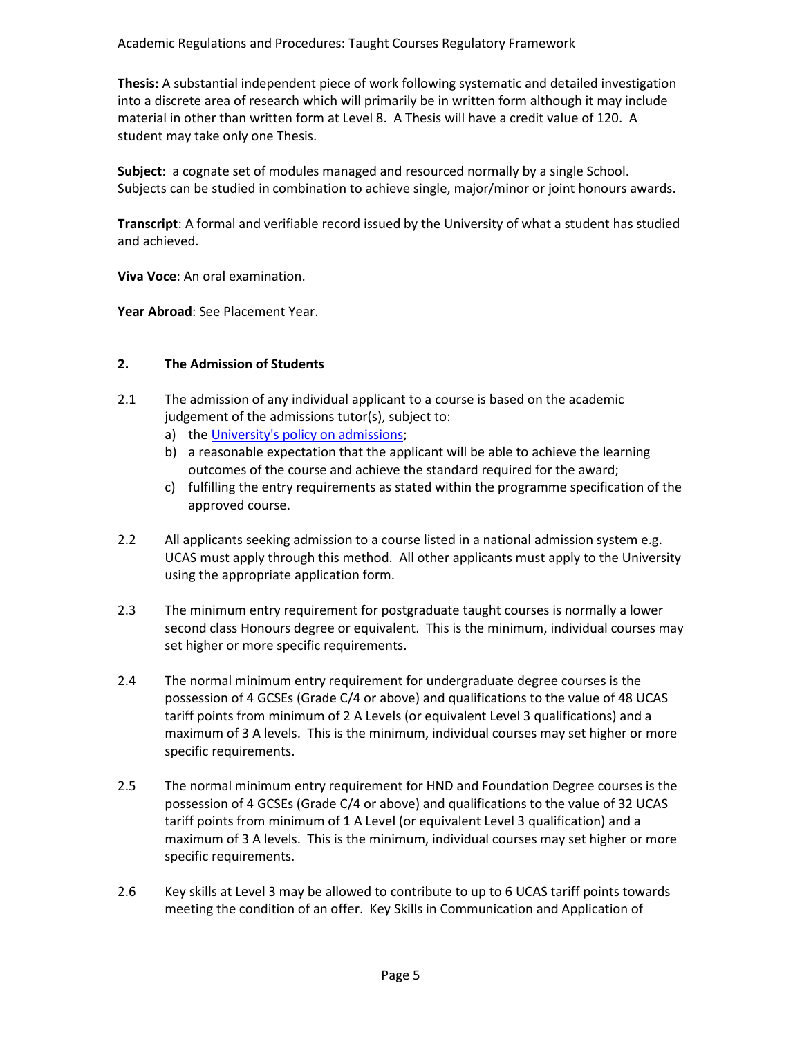**Thesis:** A substantial independent piece of work following systematic and detailed investigation into a discrete area of research which will primarily be in written form although it may include material in other than written form at Level 8. A Thesis will have a credit value of 120. A student may take only one Thesis.

**Subject**: a cognate set of modules managed and resourced normally by a single School. Subjects can be studied in combination to achieve single, major/minor or joint honours awards.

**Transcript**: A formal and verifiable record issued by the University of what a student has studied and achieved.

**Viva Voce**: An oral examination.

**Year Abroad**: See Placement Year.

## 2. The Admission of Students

2.1 The admission of any individual applicant to a course is based on the academic judgement of the admissions tutor(s), subject to:

a) the [University's policy on admissions](#);
b) a reasonable expectation that the applicant will be able to achieve the learning outcomes of the course and achieve the standard required for the award;
c) fulfilling the entry requirements as stated within the programme specification of the approved course.

2.2 All applicants seeking admission to a course listed in a national admission system e.g. UCAS must apply through this method. All other applicants must apply to the University using the appropriate application form.

2.3 The minimum entry requirement for postgraduate taught courses is normally a lower second class Honours degree or equivalent. This is the minimum, individual courses may set higher or more specific requirements.

2.4 The normal minimum entry requirement for undergraduate degree courses is the possession of 4 GCSEs (Grade C/4 or above) and qualifications to the value of 48 UCAS tariff points from minimum of 2 A Levels (or equivalent Level 3 qualifications) and a maximum of 3 A levels. This is the minimum, individual courses may set higher or more specific requirements.

2.5 The normal minimum entry requirement for HND and Foundation Degree courses is the possession of 4 GCSEs (Grade C/4 or above) and qualifications to the value of 32 UCAS tariff points from minimum of 1 A Level (or equivalent Level 3 qualification) and a maximum of 3 A levels. This is the minimum, individual courses may set higher or more specific requirements.

2.6 Key skills at Level 3 may be allowed to contribute to up to 6 UCAS tariff points towards meeting the condition of an offer. Key Skills in Communication and Application of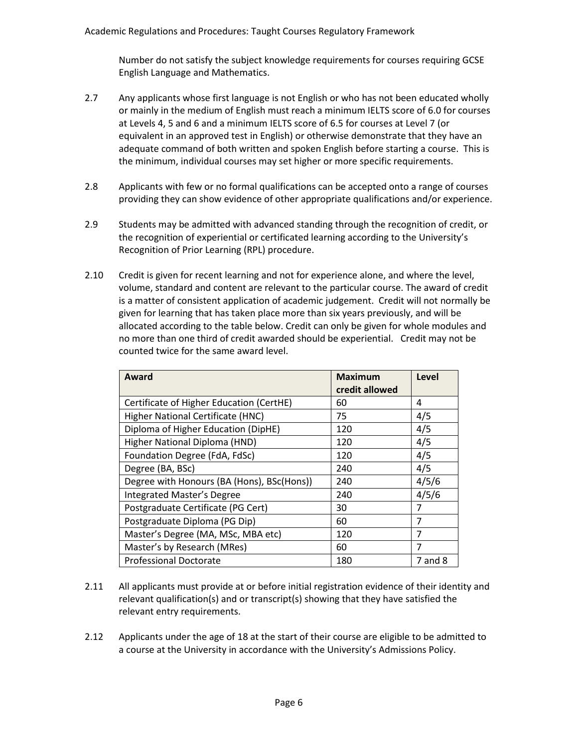Number do not satisfy the subject knowledge requirements for courses requiring GCSE English Language and Mathematics.

2.7 Any applicants whose first language is not English or who has not been educated wholly or mainly in the medium of English must reach a minimum IELTS score of 6.0 for courses at Levels 4, 5 and 6 and a minimum IELTS score of 6.5 for courses at Level 7 (or equivalent in an approved test in English) or otherwise demonstrate that they have an adequate command of both written and spoken English before starting a course. This is the minimum, individual courses may set higher or more specific requirements.

2.8 Applicants with few or no formal qualifications can be accepted onto a range of courses providing they can show evidence of other appropriate qualifications and/or experience.

2.9 Students may be admitted with advanced standing through the recognition of credit, or the recognition of experiential or certificated learning according to the University's Recognition of Prior Learning (RPL) procedure.

2.10 Credit is given for recent learning and not for experience alone, and where the level, volume, standard and content are relevant to the particular course. The award of credit is a matter of consistent application of academic judgement. Credit will not normally be given for learning that has taken place more than six years previously, and will be allocated according to the table below. Credit can only be given for whole modules and no more than one third of credit awarded should be experiential. Credit may not be counted twice for the same award level.

| Award | Maximum credit allowed | Level |
|---|---|---|
| Certificate of Higher Education (CertHE) | 60 | 4 |
| Higher National Certificate (HNC) | 75 | 4/5 |
| Diploma of Higher Education (DipHE) | 120 | 4/5 |
| Higher National Diploma (HND) | 120 | 4/5 |
| Foundation Degree (FdA, FdSc) | 120 | 4/5 |
| Degree (BA, BSc) | 240 | 4/5 |
| Degree with Honours (BA (Hons), BSc(Hons)) | 240 | 4/5/6 |
| Integrated Master's Degree | 240 | 4/5/6 |
| Postgraduate Certificate (PG Cert) | 30 | 7 |
| Postgraduate Diploma (PG Dip) | 60 | 7 |
| Master's Degree (MA, MSc, MBA etc) | 120 | 7 |
| Master's by Research (MRes) | 60 | 7 |
| Professional Doctorate | 180 | 7 and 8 |

2.11 All applicants must provide at or before initial registration evidence of their identity and relevant qualification(s) and or transcript(s) showing that they have satisfied the relevant entry requirements.

2.12 Applicants under the age of 18 at the start of their course are eligible to be admitted to a course at the University in accordance with the University's Admissions Policy.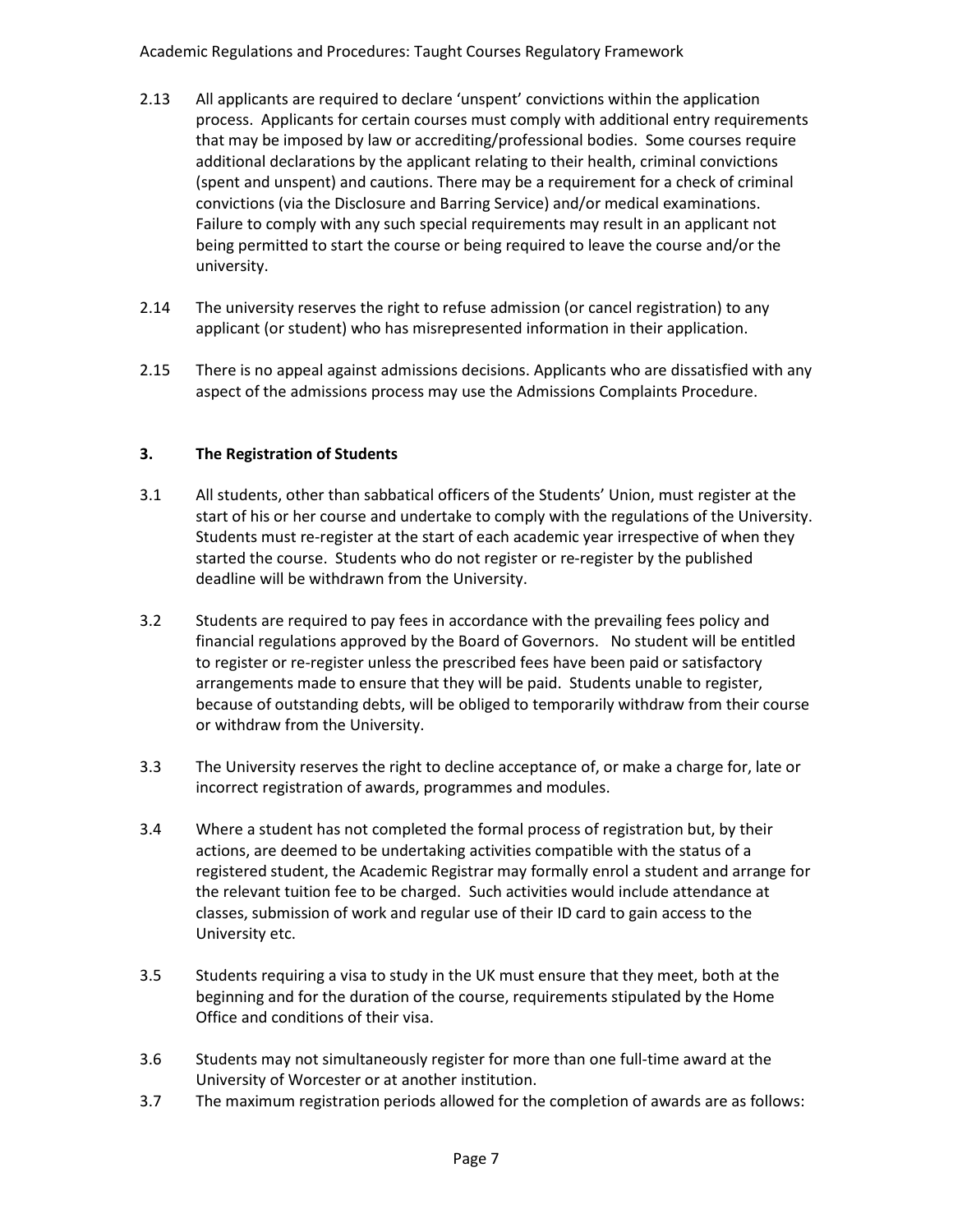2.13 All applicants are required to declare 'unspent' convictions within the application process. Applicants for certain courses must comply with additional entry requirements that may be imposed by law or accrediting/professional bodies. Some courses require additional declarations by the applicant relating to their health, criminal convictions (spent and unspent) and cautions. There may be a requirement for a check of criminal convictions (via the Disclosure and Barring Service) and/or medical examinations. Failure to comply with any such special requirements may result in an applicant not being permitted to start the course or being required to leave the course and/or the university.

2.14 The university reserves the right to refuse admission (or cancel registration) to any applicant (or student) who has misrepresented information in their application.

2.15 There is no appeal against admissions decisions. Applicants who are dissatisfied with any aspect of the admissions process may use the Admissions Complaints Procedure.

## 3. The Registration of Students

3.1 All students, other than sabbatical officers of the Students' Union, must register at the start of his or her course and undertake to comply with the regulations of the University. Students must re-register at the start of each academic year irrespective of when they started the course. Students who do not register or re-register by the published deadline will be withdrawn from the University.

3.2 Students are required to pay fees in accordance with the prevailing fees policy and financial regulations approved by the Board of Governors. No student will be entitled to register or re-register unless the prescribed fees have been paid or satisfactory arrangements made to ensure that they will be paid. Students unable to register, because of outstanding debts, will be obliged to temporarily withdraw from their course or withdraw from the University.

3.3 The University reserves the right to decline acceptance of, or make a charge for, late or incorrect registration of awards, programmes and modules.

3.4 Where a student has not completed the formal process of registration but, by their actions, are deemed to be undertaking activities compatible with the status of a registered student, the Academic Registrar may formally enrol a student and arrange for the relevant tuition fee to be charged. Such activities would include attendance at classes, submission of work and regular use of their ID card to gain access to the University etc.

3.5 Students requiring a visa to study in the UK must ensure that they meet, both at the beginning and for the duration of the course, requirements stipulated by the Home Office and conditions of their visa.

3.6 Students may not simultaneously register for more than one full-time award at the University of Worcester or at another institution.

3.7 The maximum registration periods allowed for the completion of awards are as follows: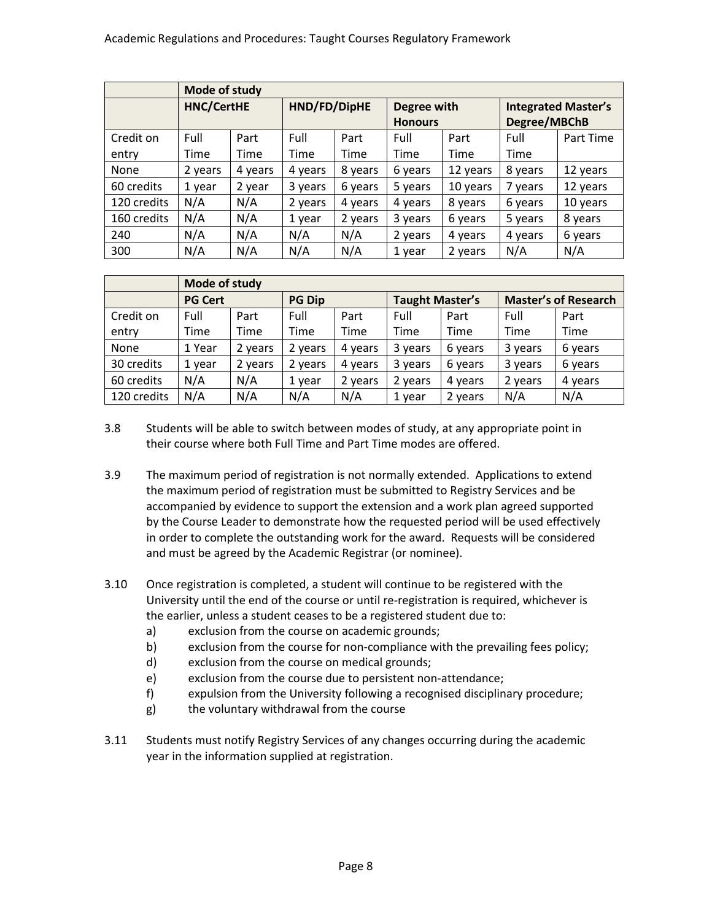| | Mode of study | | | | | | | |
|---|---|---|---|---|---|---|---|---|
| | **HNC/CertHE** | | **HND/FD/DipHE** | | **Degree with Honours** | | **Integrated Master's Degree/MBChB** | |
| Credit on entry | Full Time | Part Time | Full Time | Part Time | Full Time | Part Time | Full Time | Part Time |
| None | 2 years | 4 years | 4 years | 8 years | 6 years | 12 years | 8 years | 12 years |
| 60 credits | 1 year | 2 year | 3 years | 6 years | 5 years | 10 years | 7 years | 12 years |
| 120 credits | N/A | N/A | 2 years | 4 years | 4 years | 8 years | 6 years | 10 years |
| 160 credits | N/A | N/A | 1 year | 2 years | 3 years | 6 years | 5 years | 8 years |
| 240 | N/A | N/A | N/A | N/A | 2 years | 4 years | 4 years | 6 years |
| 300 | N/A | N/A | N/A | N/A | 1 year | 2 years | N/A | N/A |

| | Mode of study | | | | | | | |
|---|---|---|---|---|---|---|---|---|
| | **PG Cert** | | **PG Dip** | | **Taught Master's** | | **Master's of Research** | |
| Credit on entry | Full Time | Part Time | Full Time | Part Time | Full Time | Part Time | Full Time | Part Time |
| None | 1 Year | 2 years | 2 years | 4 years | 3 years | 6 years | 3 years | 6 years |
| 30 credits | 1 year | 2 years | 2 years | 4 years | 3 years | 6 years | 3 years | 6 years |
| 60 credits | N/A | N/A | 1 year | 2 years | 2 years | 4 years | 2 years | 4 years |
| 120 credits | N/A | N/A | N/A | N/A | 1 year | 2 years | N/A | N/A |

3.8 Students will be able to switch between modes of study, at any appropriate point in their course where both Full Time and Part Time modes are offered.

3.9 The maximum period of registration is not normally extended. Applications to extend the maximum period of registration must be submitted to Registry Services and be accompanied by evidence to support the extension and a work plan agreed supported by the Course Leader to demonstrate how the requested period will be used effectively in order to complete the outstanding work for the award. Requests will be considered and must be agreed by the Academic Registrar (or nominee).

3.10 Once registration is completed, a student will continue to be registered with the University until the end of the course or until re-registration is required, whichever is the earlier, unless a student ceases to be a registered student due to:

a) exclusion from the course on academic grounds;
b) exclusion from the course for non-compliance with the prevailing fees policy;
d) exclusion from the course on medical grounds;
e) exclusion from the course due to persistent non-attendance;
f) expulsion from the University following a recognised disciplinary procedure;
g) the voluntary withdrawal from the course

3.11 Students must notify Registry Services of any changes occurring during the academic year in the information supplied at registration.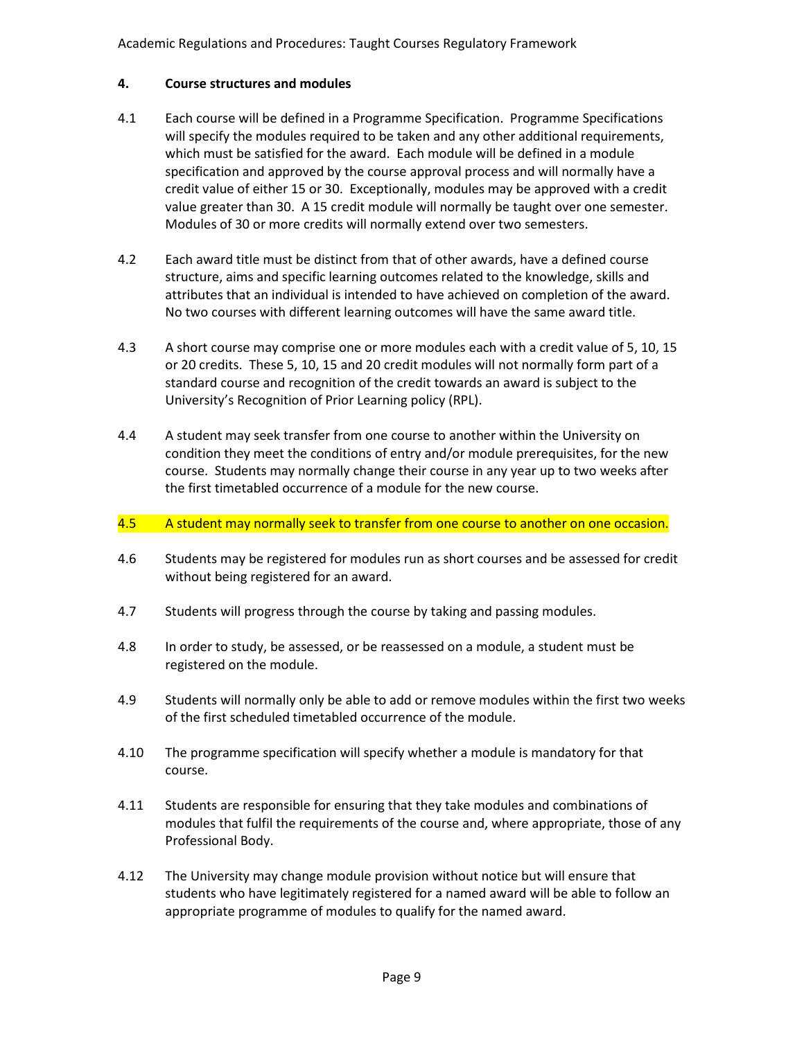## 4. Course structures and modules

4.1 Each course will be defined in a Programme Specification. Programme Specifications will specify the modules required to be taken and any other additional requirements, which must be satisfied for the award. Each module will be defined in a module specification and approved by the course approval process and will normally have a credit value of either 15 or 30. Exceptionally, modules may be approved with a credit value greater than 30. A 15 credit module will normally be taught over one semester. Modules of 30 or more credits will normally extend over two semesters.

4.2 Each award title must be distinct from that of other awards, have a defined course structure, aims and specific learning outcomes related to the knowledge, skills and attributes that an individual is intended to have achieved on completion of the award. No two courses with different learning outcomes will have the same award title.

4.3 A short course may comprise one or more modules each with a credit value of 5, 10, 15 or 20 credits. These 5, 10, 15 and 20 credit modules will not normally form part of a standard course and recognition of the credit towards an award is subject to the University's Recognition of Prior Learning policy (RPL).

4.4 A student may seek transfer from one course to another within the University on condition they meet the conditions of entry and/or module prerequisites, for the new course. Students may normally change their course in any year up to two weeks after the first timetabled occurrence of a module for the new course.

4.5 A student may normally seek to transfer from one course to another on one occasion.

4.6 Students may be registered for modules run as short courses and be assessed for credit without being registered for an award.

4.7 Students will progress through the course by taking and passing modules.

4.8 In order to study, be assessed, or be reassessed on a module, a student must be registered on the module.

4.9 Students will normally only be able to add or remove modules within the first two weeks of the first scheduled timetabled occurrence of the module.

4.10 The programme specification will specify whether a module is mandatory for that course.

4.11 Students are responsible for ensuring that they take modules and combinations of modules that fulfil the requirements of the course and, where appropriate, those of any Professional Body.

4.12 The University may change module provision without notice but will ensure that students who have legitimately registered for a named award will be able to follow an appropriate programme of modules to qualify for the named award.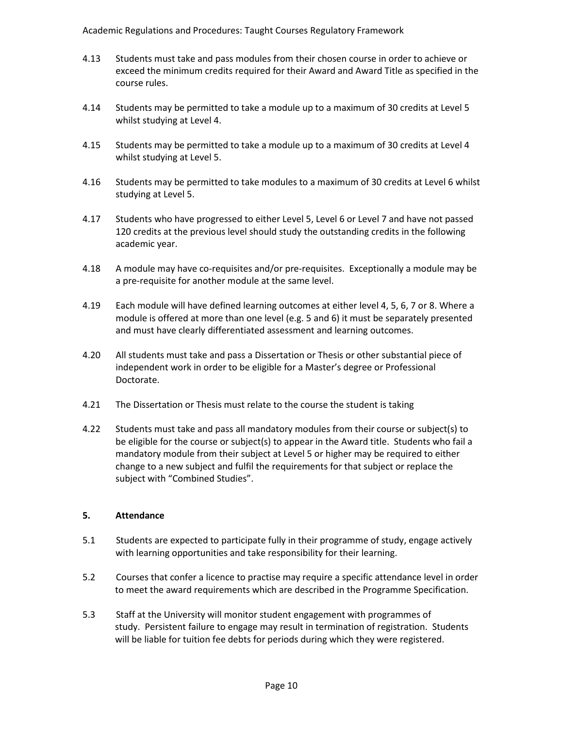4.13 Students must take and pass modules from their chosen course in order to achieve or exceed the minimum credits required for their Award and Award Title as specified in the course rules.

4.14 Students may be permitted to take a module up to a maximum of 30 credits at Level 5 whilst studying at Level 4.

4.15 Students may be permitted to take a module up to a maximum of 30 credits at Level 4 whilst studying at Level 5.

4.16 Students may be permitted to take modules to a maximum of 30 credits at Level 6 whilst studying at Level 5.

4.17 Students who have progressed to either Level 5, Level 6 or Level 7 and have not passed 120 credits at the previous level should study the outstanding credits in the following academic year.

4.18 A module may have co-requisites and/or pre-requisites. Exceptionally a module may be a pre-requisite for another module at the same level.

4.19 Each module will have defined learning outcomes at either level 4, 5, 6, 7 or 8. Where a module is offered at more than one level (e.g. 5 and 6) it must be separately presented and must have clearly differentiated assessment and learning outcomes.

4.20 All students must take and pass a Dissertation or Thesis or other substantial piece of independent work in order to be eligible for a Master's degree or Professional Doctorate.

4.21 The Dissertation or Thesis must relate to the course the student is taking

4.22 Students must take and pass all mandatory modules from their course or subject(s) to be eligible for the course or subject(s) to appear in the Award title. Students who fail a mandatory module from their subject at Level 5 or higher may be required to either change to a new subject and fulfil the requirements for that subject or replace the subject with "Combined Studies".

## 5. Attendance

5.1 Students are expected to participate fully in their programme of study, engage actively with learning opportunities and take responsibility for their learning.

5.2 Courses that confer a licence to practise may require a specific attendance level in order to meet the award requirements which are described in the Programme Specification.

5.3 Staff at the University will monitor student engagement with programmes of study. Persistent failure to engage may result in termination of registration. Students will be liable for tuition fee debts for periods during which they were registered.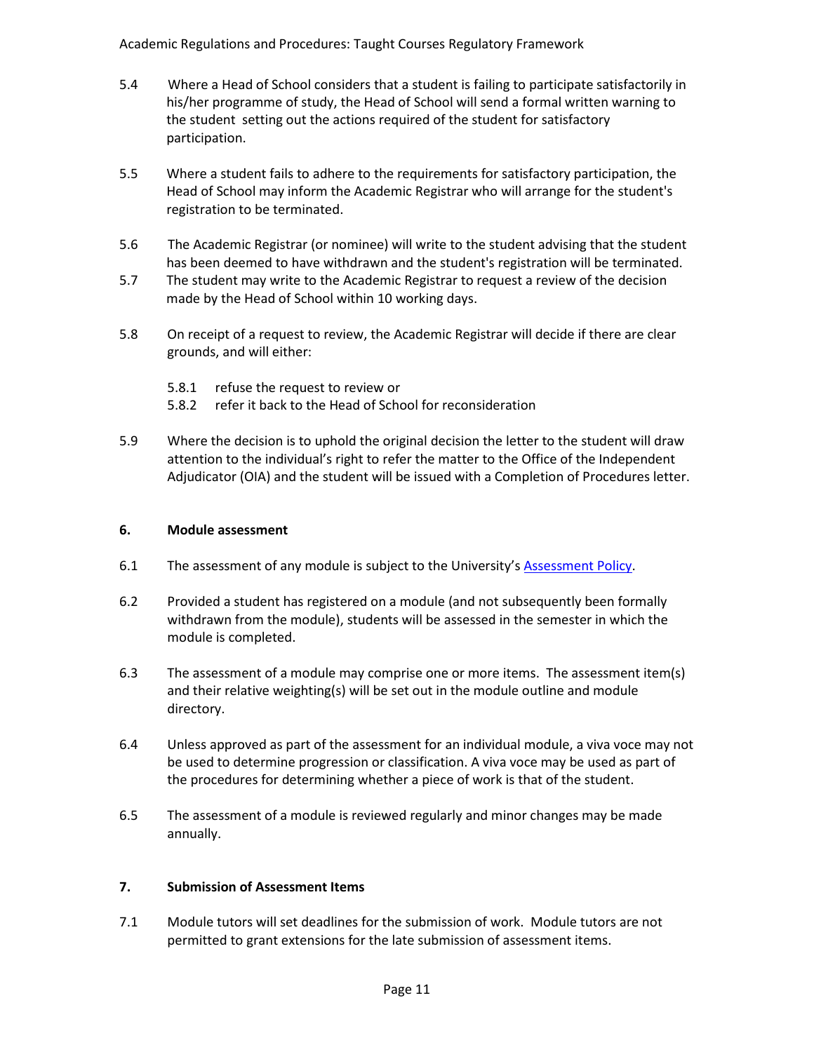5.4 Where a Head of School considers that a student is failing to participate satisfactorily in his/her programme of study, the Head of School will send a formal written warning to the student setting out the actions required of the student for satisfactory participation.

5.5 Where a student fails to adhere to the requirements for satisfactory participation, the Head of School may inform the Academic Registrar who will arrange for the student's registration to be terminated.

5.6 The Academic Registrar (or nominee) will write to the student advising that the student has been deemed to have withdrawn and the student's registration will be terminated.

5.7 The student may write to the Academic Registrar to request a review of the decision made by the Head of School within 10 working days.

5.8 On receipt of a request to review, the Academic Registrar will decide if there are clear grounds, and will either:

- 5.8.1 refuse the request to review or
- 5.8.2 refer it back to the Head of School for reconsideration

5.9 Where the decision is to uphold the original decision the letter to the student will draw attention to the individual's right to refer the matter to the Office of the Independent Adjudicator (OIA) and the student will be issued with a Completion of Procedures letter.

## 6. Module assessment

6.1 The assessment of any module is subject to the University's Assessment Policy.

6.2 Provided a student has registered on a module (and not subsequently been formally withdrawn from the module), students will be assessed in the semester in which the module is completed.

6.3 The assessment of a module may comprise one or more items. The assessment item(s) and their relative weighting(s) will be set out in the module outline and module directory.

6.4 Unless approved as part of the assessment for an individual module, a viva voce may not be used to determine progression or classification. A viva voce may be used as part of the procedures for determining whether a piece of work is that of the student.

6.5 The assessment of a module is reviewed regularly and minor changes may be made annually.

## 7. Submission of Assessment Items

7.1 Module tutors will set deadlines for the submission of work. Module tutors are not permitted to grant extensions for the late submission of assessment items.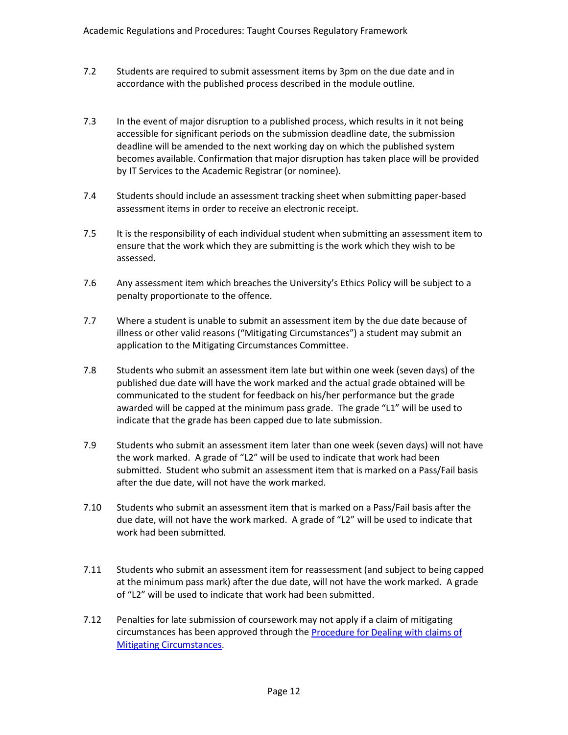7.2 Students are required to submit assessment items by 3pm on the due date and in accordance with the published process described in the module outline.

7.3 In the event of major disruption to a published process, which results in it not being accessible for significant periods on the submission deadline date, the submission deadline will be amended to the next working day on which the published system becomes available. Confirmation that major disruption has taken place will be provided by IT Services to the Academic Registrar (or nominee).

7.4 Students should include an assessment tracking sheet when submitting paper-based assessment items in order to receive an electronic receipt.

7.5 It is the responsibility of each individual student when submitting an assessment item to ensure that the work which they are submitting is the work which they wish to be assessed.

7.6 Any assessment item which breaches the University's Ethics Policy will be subject to a penalty proportionate to the offence.

7.7 Where a student is unable to submit an assessment item by the due date because of illness or other valid reasons ("Mitigating Circumstances") a student may submit an application to the Mitigating Circumstances Committee.

7.8 Students who submit an assessment item late but within one week (seven days) of the published due date will have the work marked and the actual grade obtained will be communicated to the student for feedback on his/her performance but the grade awarded will be capped at the minimum pass grade. The grade "L1" will be used to indicate that the grade has been capped due to late submission.

7.9 Students who submit an assessment item later than one week (seven days) will not have the work marked. A grade of "L2" will be used to indicate that work had been submitted. Student who submit an assessment item that is marked on a Pass/Fail basis after the due date, will not have the work marked.

7.10 Students who submit an assessment item that is marked on a Pass/Fail basis after the due date, will not have the work marked. A grade of "L2" will be used to indicate that work had been submitted.

7.11 Students who submit an assessment item for reassessment (and subject to being capped at the minimum pass mark) after the due date, will not have the work marked. A grade of "L2" will be used to indicate that work had been submitted.

7.12 Penalties for late submission of coursework may not apply if a claim of mitigating circumstances has been approved through the Procedure for Dealing with claims of Mitigating Circumstances.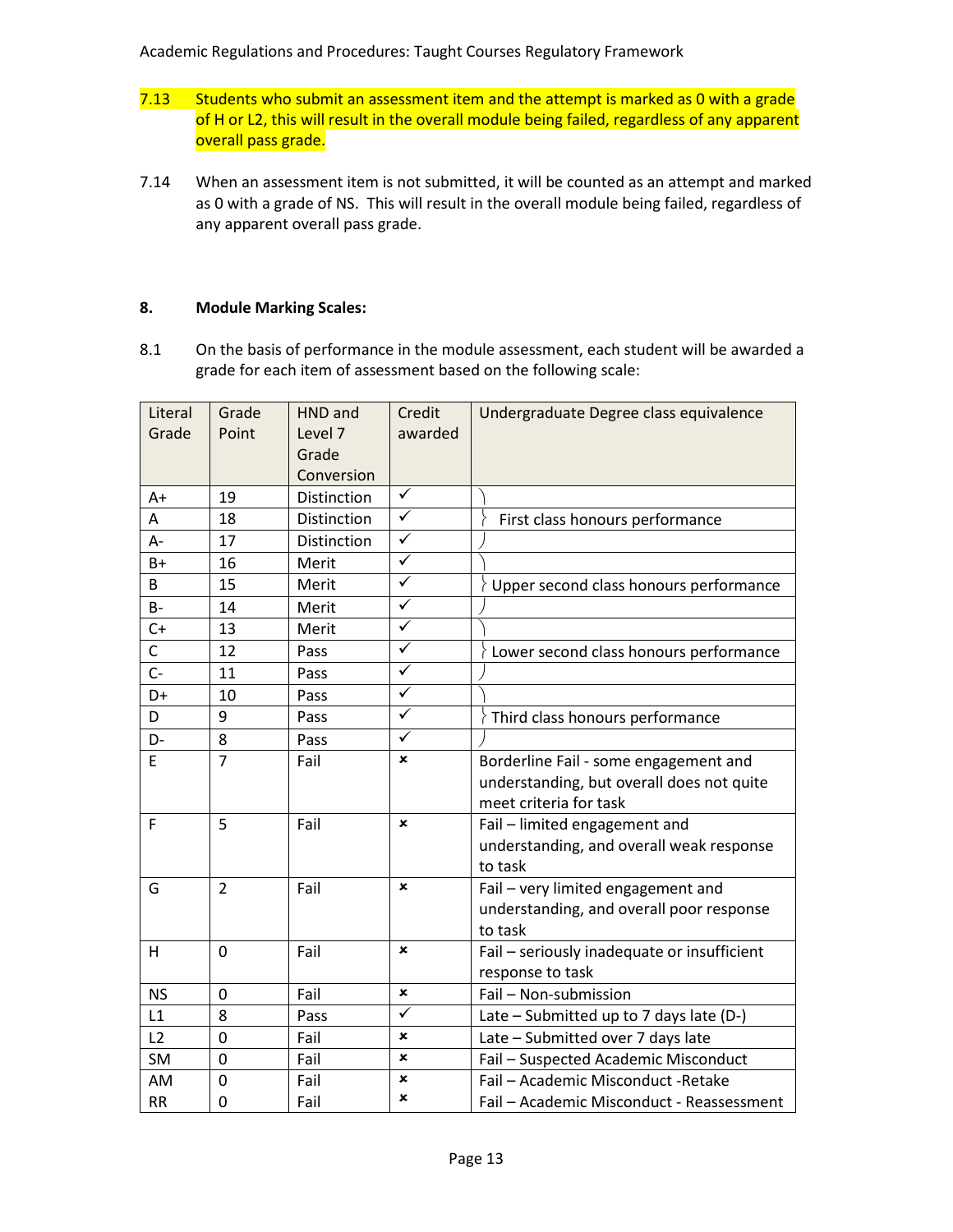7.13 Students who submit an assessment item and the attempt is marked as 0 with a grade of H or L2, this will result in the overall module being failed, regardless of any apparent overall pass grade.

7.14 When an assessment item is not submitted, it will be counted as an attempt and marked as 0 with a grade of NS. This will result in the overall module being failed, regardless of any apparent overall pass grade.

## 8. Module Marking Scales:

8.1 On the basis of performance in the module assessment, each student will be awarded a grade for each item of assessment based on the following scale:

| Literal Grade | Grade Point | HND and Level 7 Grade Conversion | Credit awarded | Undergraduate Degree class equivalence |
|---|---|---|---|---|
| A+ | 19 | Distinction | ✓ | First class honours performance |
| A | 18 | Distinction | ✓ | |
| A- | 17 | Distinction | ✓ | |
| B+ | 16 | Merit | ✓ | Upper second class honours performance |
| B | 15 | Merit | ✓ | |
| B- | 14 | Merit | ✓ | |
| C+ | 13 | Merit | ✓ | Lower second class honours performance |
| C | 12 | Pass | ✓ | |
| C- | 11 | Pass | ✓ | |
| D+ | 10 | Pass | ✓ | Third class honours performance |
| D | 9 | Pass | ✓ | |
| D- | 8 | Pass | ✓ | |
| E | 7 | Fail | × | Borderline Fail - some engagement and understanding, but overall does not quite meet criteria for task |
| F | 5 | Fail | × | Fail – limited engagement and understanding, and overall weak response to task |
| G | 2 | Fail | × | Fail – very limited engagement and understanding, and overall poor response to task |
| H | 0 | Fail | × | Fail – seriously inadequate or insufficient response to task |
| NS | 0 | Fail | × | Fail – Non-submission |
| L1 | 8 | Pass | ✓ | Late – Submitted up to 7 days late (D-) |
| L2 | 0 | Fail | × | Late – Submitted over 7 days late |
| SM | 0 | Fail | × | Fail – Suspected Academic Misconduct |
| AM | 0 | Fail | × | Fail – Academic Misconduct -Retake |
| RR | 0 | Fail | × | Fail – Academic Misconduct - Reassessment |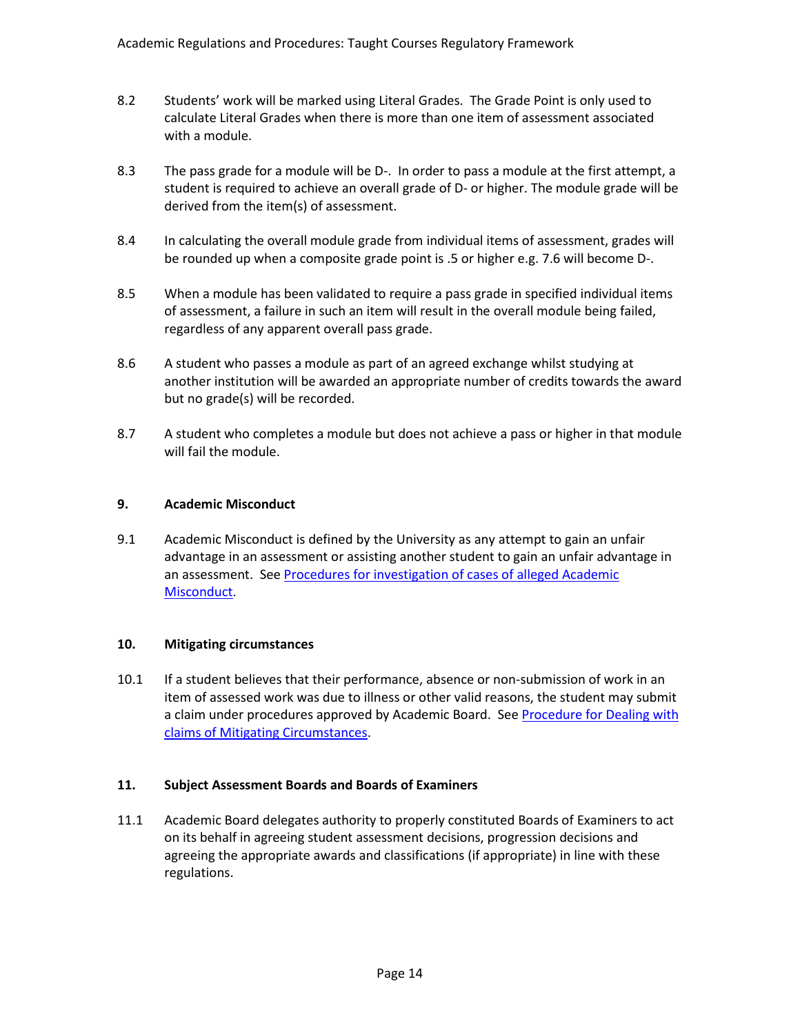8.2 Students' work will be marked using Literal Grades. The Grade Point is only used to calculate Literal Grades when there is more than one item of assessment associated with a module.

8.3 The pass grade for a module will be D-. In order to pass a module at the first attempt, a student is required to achieve an overall grade of D- or higher. The module grade will be derived from the item(s) of assessment.

8.4 In calculating the overall module grade from individual items of assessment, grades will be rounded up when a composite grade point is .5 or higher e.g. 7.6 will become D-.

8.5 When a module has been validated to require a pass grade in specified individual items of assessment, a failure in such an item will result in the overall module being failed, regardless of any apparent overall pass grade.

8.6 A student who passes a module as part of an agreed exchange whilst studying at another institution will be awarded an appropriate number of credits towards the award but no grade(s) will be recorded.

8.7 A student who completes a module but does not achieve a pass or higher in that module will fail the module.

## 9. Academic Misconduct

9.1 Academic Misconduct is defined by the University as any attempt to gain an unfair advantage in an assessment or assisting another student to gain an unfair advantage in an assessment. See Procedures for investigation of cases of alleged Academic Misconduct.

## 10. Mitigating circumstances

10.1 If a student believes that their performance, absence or non-submission of work in an item of assessed work was due to illness or other valid reasons, the student may submit a claim under procedures approved by Academic Board. See Procedure for Dealing with claims of Mitigating Circumstances.

## 11. Subject Assessment Boards and Boards of Examiners

11.1 Academic Board delegates authority to properly constituted Boards of Examiners to act on its behalf in agreeing student assessment decisions, progression decisions and agreeing the appropriate awards and classifications (if appropriate) in line with these regulations.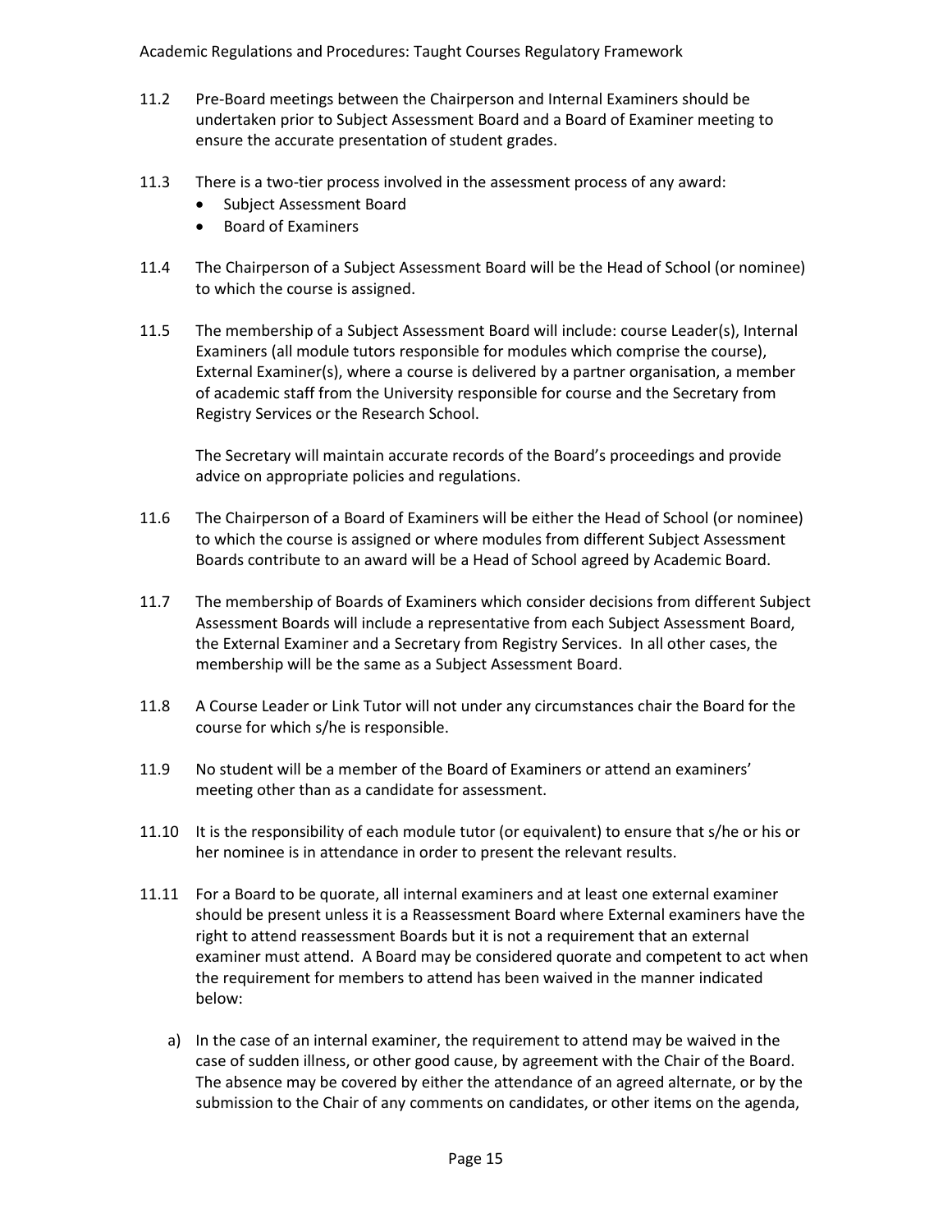11.2 Pre-Board meetings between the Chairperson and Internal Examiners should be undertaken prior to Subject Assessment Board and a Board of Examiner meeting to ensure the accurate presentation of student grades.

11.3 There is a two-tier process involved in the assessment process of any award:

- Subject Assessment Board
- Board of Examiners

11.4 The Chairperson of a Subject Assessment Board will be the Head of School (or nominee) to which the course is assigned.

11.5 The membership of a Subject Assessment Board will include: course Leader(s), Internal Examiners (all module tutors responsible for modules which comprise the course), External Examiner(s), where a course is delivered by a partner organisation, a member of academic staff from the University responsible for course and the Secretary from Registry Services or the Research School.

The Secretary will maintain accurate records of the Board's proceedings and provide advice on appropriate policies and regulations.

11.6 The Chairperson of a Board of Examiners will be either the Head of School (or nominee) to which the course is assigned or where modules from different Subject Assessment Boards contribute to an award will be a Head of School agreed by Academic Board.

11.7 The membership of Boards of Examiners which consider decisions from different Subject Assessment Boards will include a representative from each Subject Assessment Board, the External Examiner and a Secretary from Registry Services. In all other cases, the membership will be the same as a Subject Assessment Board.

11.8 A Course Leader or Link Tutor will not under any circumstances chair the Board for the course for which s/he is responsible.

11.9 No student will be a member of the Board of Examiners or attend an examiners' meeting other than as a candidate for assessment.

11.10 It is the responsibility of each module tutor (or equivalent) to ensure that s/he or his or her nominee is in attendance in order to present the relevant results.

11.11 For a Board to be quorate, all internal examiners and at least one external examiner should be present unless it is a Reassessment Board where External examiners have the right to attend reassessment Boards but it is not a requirement that an external examiner must attend. A Board may be considered quorate and competent to act when the requirement for members to attend has been waived in the manner indicated below:

a) In the case of an internal examiner, the requirement to attend may be waived in the case of sudden illness, or other good cause, by agreement with the Chair of the Board. The absence may be covered by either the attendance of an agreed alternate, or by the submission to the Chair of any comments on candidates, or other items on the agenda,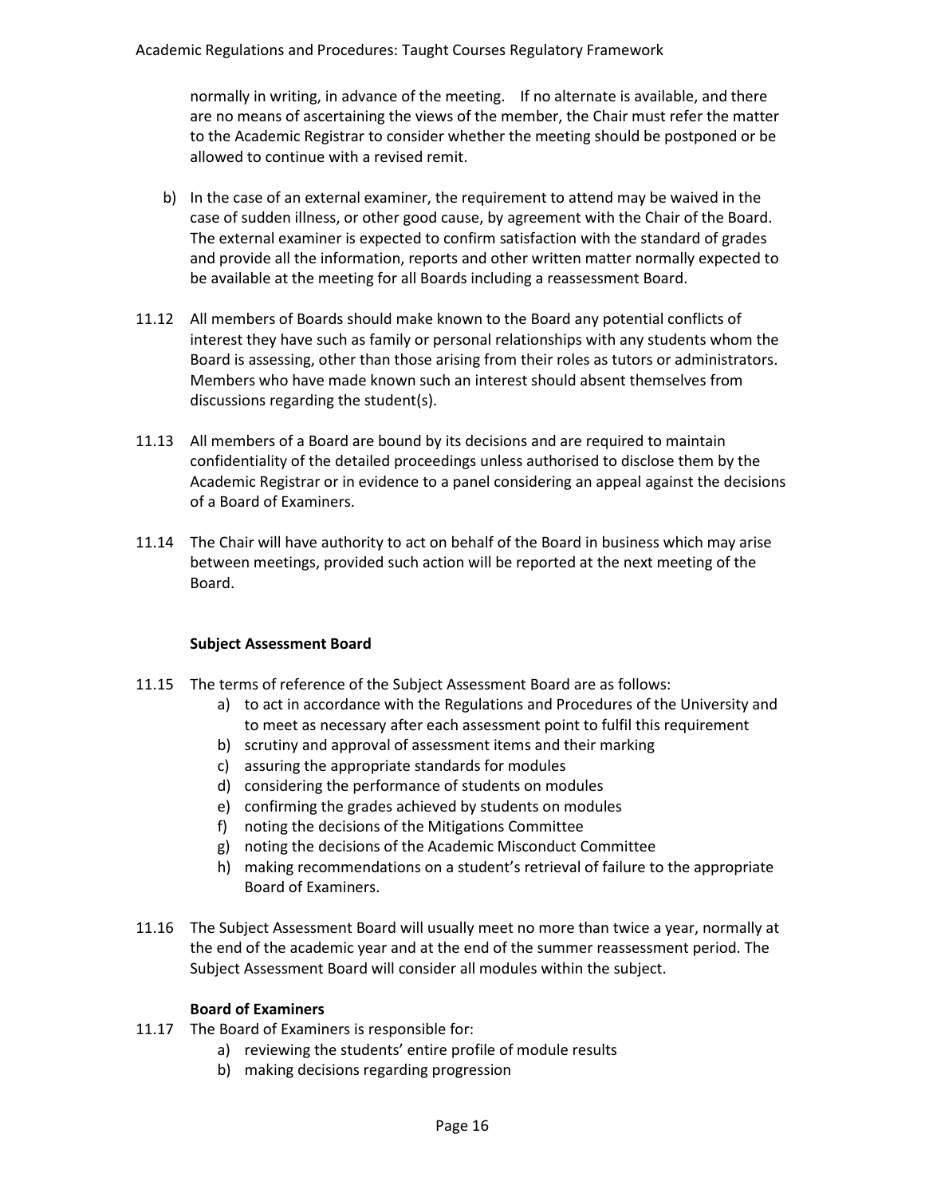normally in writing, in advance of the meeting. If no alternate is available, and there are no means of ascertaining the views of the member, the Chair must refer the matter to the Academic Registrar to consider whether the meeting should be postponed or be allowed to continue with a revised remit.

b) In the case of an external examiner, the requirement to attend may be waived in the case of sudden illness, or other good cause, by agreement with the Chair of the Board. The external examiner is expected to confirm satisfaction with the standard of grades and provide all the information, reports and other written matter normally expected to be available at the meeting for all Boards including a reassessment Board.

11.12 All members of Boards should make known to the Board any potential conflicts of interest they have such as family or personal relationships with any students whom the Board is assessing, other than those arising from their roles as tutors or administrators. Members who have made known such an interest should absent themselves from discussions regarding the student(s).

11.13 All members of a Board are bound by its decisions and are required to maintain confidentiality of the detailed proceedings unless authorised to disclose them by the Academic Registrar or in evidence to a panel considering an appeal against the decisions of a Board of Examiners.

11.14 The Chair will have authority to act on behalf of the Board in business which may arise between meetings, provided such action will be reported at the next meeting of the Board.

**Subject Assessment Board**

11.15 The terms of reference of the Subject Assessment Board are as follows:

a) to act in accordance with the Regulations and Procedures of the University and to meet as necessary after each assessment point to fulfil this requirement
b) scrutiny and approval of assessment items and their marking
c) assuring the appropriate standards for modules
d) considering the performance of students on modules
e) confirming the grades achieved by students on modules
f) noting the decisions of the Mitigations Committee
g) noting the decisions of the Academic Misconduct Committee
h) making recommendations on a student's retrieval of failure to the appropriate Board of Examiners.

11.16 The Subject Assessment Board will usually meet no more than twice a year, normally at the end of the academic year and at the end of the summer reassessment period. The Subject Assessment Board will consider all modules within the subject.

**Board of Examiners**

11.17 The Board of Examiners is responsible for:

a) reviewing the students' entire profile of module results
b) making decisions regarding progression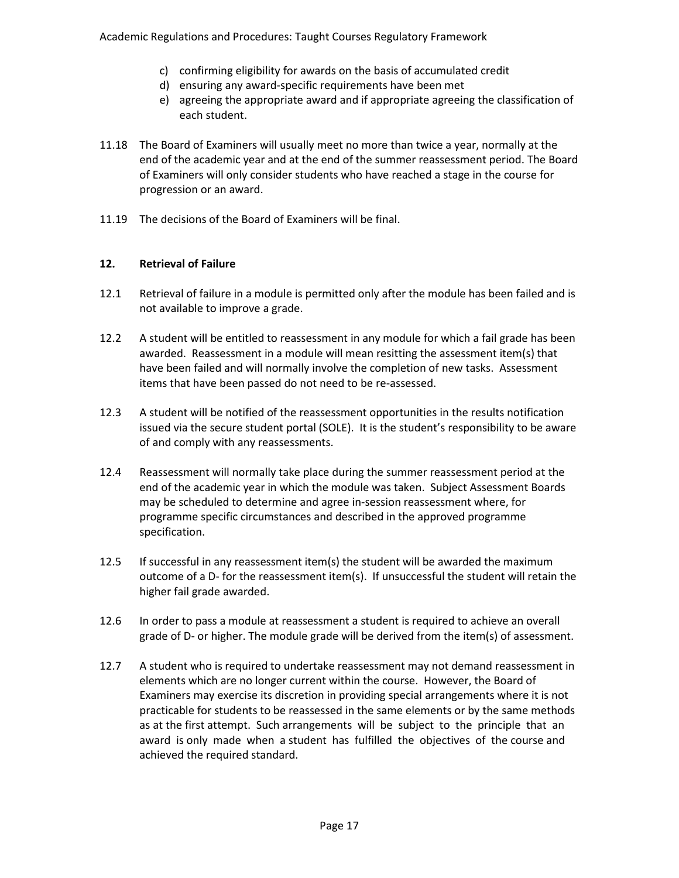c) confirming eligibility for awards on the basis of accumulated credit
d) ensuring any award-specific requirements have been met
e) agreeing the appropriate award and if appropriate agreeing the classification of each student.

11.18 The Board of Examiners will usually meet no more than twice a year, normally at the end of the academic year and at the end of the summer reassessment period. The Board of Examiners will only consider students who have reached a stage in the course for progression or an award.

11.19 The decisions of the Board of Examiners will be final.

## 12. Retrieval of Failure

12.1 Retrieval of failure in a module is permitted only after the module has been failed and is not available to improve a grade.

12.2 A student will be entitled to reassessment in any module for which a fail grade has been awarded. Reassessment in a module will mean resitting the assessment item(s) that have been failed and will normally involve the completion of new tasks. Assessment items that have been passed do not need to be re-assessed.

12.3 A student will be notified of the reassessment opportunities in the results notification issued via the secure student portal (SOLE). It is the student's responsibility to be aware of and comply with any reassessments.

12.4 Reassessment will normally take place during the summer reassessment period at the end of the academic year in which the module was taken. Subject Assessment Boards may be scheduled to determine and agree in-session reassessment where, for programme specific circumstances and described in the approved programme specification.

12.5 If successful in any reassessment item(s) the student will be awarded the maximum outcome of a D- for the reassessment item(s). If unsuccessful the student will retain the higher fail grade awarded.

12.6 In order to pass a module at reassessment a student is required to achieve an overall grade of D- or higher. The module grade will be derived from the item(s) of assessment.

12.7 A student who is required to undertake reassessment may not demand reassessment in elements which are no longer current within the course. However, the Board of Examiners may exercise its discretion in providing special arrangements where it is not practicable for students to be reassessed in the same elements or by the same methods as at the first attempt. Such arrangements will be subject to the principle that an award is only made when a student has fulfilled the objectives of the course and achieved the required standard.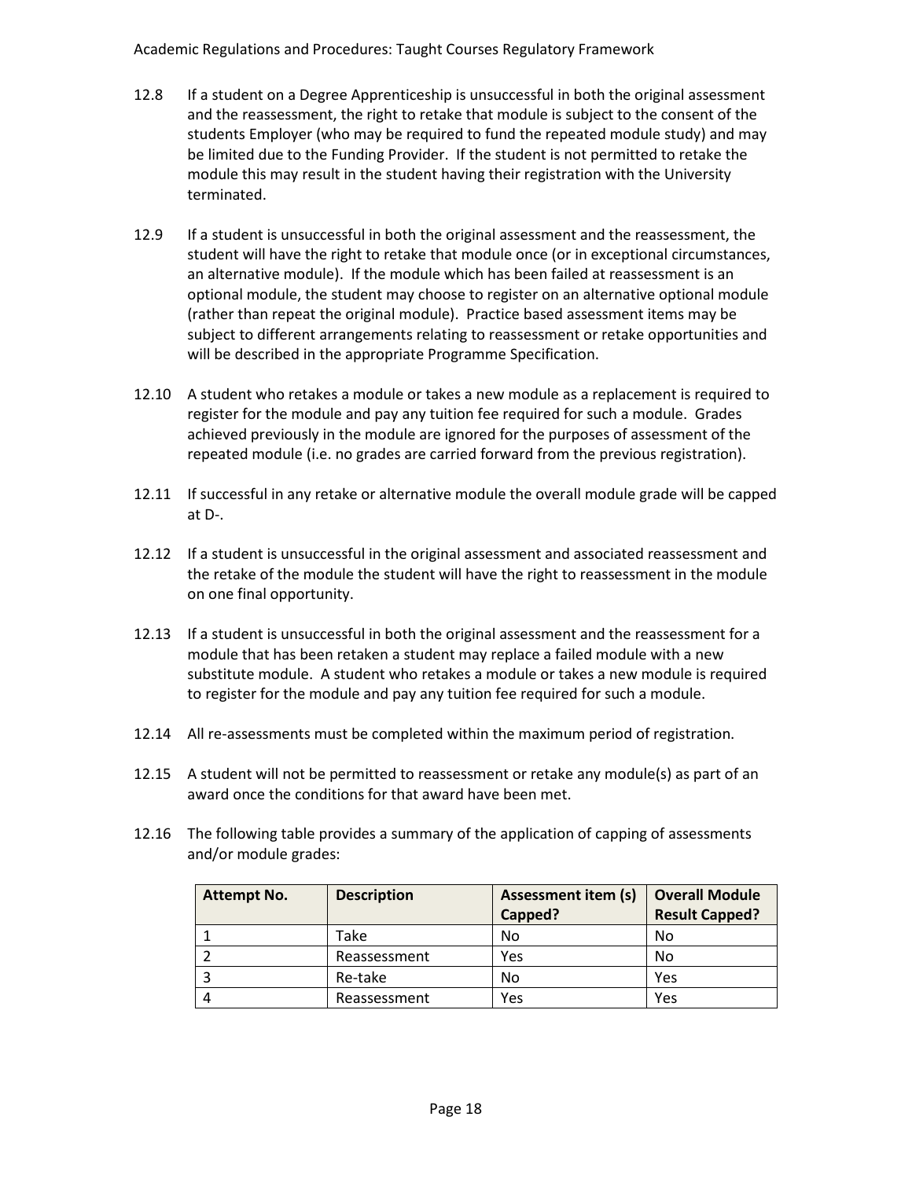12.8 If a student on a Degree Apprenticeship is unsuccessful in both the original assessment and the reassessment, the right to retake that module is subject to the consent of the students Employer (who may be required to fund the repeated module study) and may be limited due to the Funding Provider. If the student is not permitted to retake the module this may result in the student having their registration with the University terminated.

12.9 If a student is unsuccessful in both the original assessment and the reassessment, the student will have the right to retake that module once (or in exceptional circumstances, an alternative module). If the module which has been failed at reassessment is an optional module, the student may choose to register on an alternative optional module (rather than repeat the original module). Practice based assessment items may be subject to different arrangements relating to reassessment or retake opportunities and will be described in the appropriate Programme Specification.

12.10 A student who retakes a module or takes a new module as a replacement is required to register for the module and pay any tuition fee required for such a module. Grades achieved previously in the module are ignored for the purposes of assessment of the repeated module (i.e. no grades are carried forward from the previous registration).

12.11 If successful in any retake or alternative module the overall module grade will be capped at D-.

12.12 If a student is unsuccessful in the original assessment and associated reassessment and the retake of the module the student will have the right to reassessment in the module on one final opportunity.

12.13 If a student is unsuccessful in both the original assessment and the reassessment for a module that has been retaken a student may replace a failed module with a new substitute module. A student who retakes a module or takes a new module is required to register for the module and pay any tuition fee required for such a module.

12.14 All re-assessments must be completed within the maximum period of registration.

12.15 A student will not be permitted to reassessment or retake any module(s) as part of an award once the conditions for that award have been met.

12.16 The following table provides a summary of the application of capping of assessments and/or module grades:

| Attempt No. | Description | Assessment item (s) Capped? | Overall Module Result Capped? |
|---|---|---|---|
| 1 | Take | No | No |
| 2 | Reassessment | Yes | No |
| 3 | Re-take | No | Yes |
| 4 | Reassessment | Yes | Yes |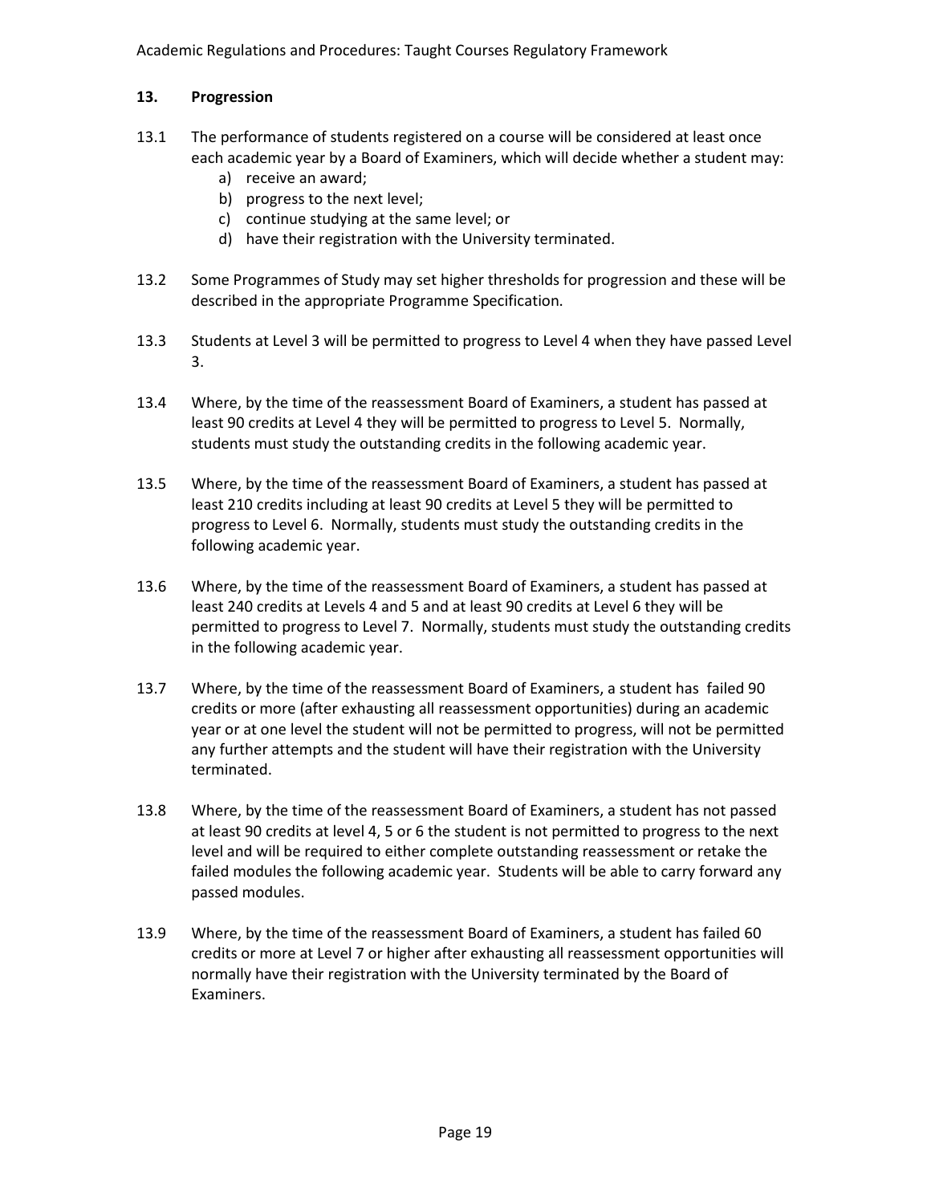## 13. Progression

13.1 The performance of students registered on a course will be considered at least once each academic year by a Board of Examiners, which will decide whether a student may:

a) receive an award;
b) progress to the next level;
c) continue studying at the same level; or
d) have their registration with the University terminated.

13.2 Some Programmes of Study may set higher thresholds for progression and these will be described in the appropriate Programme Specification.

13.3 Students at Level 3 will be permitted to progress to Level 4 when they have passed Level 3.

13.4 Where, by the time of the reassessment Board of Examiners, a student has passed at least 90 credits at Level 4 they will be permitted to progress to Level 5. Normally, students must study the outstanding credits in the following academic year.

13.5 Where, by the time of the reassessment Board of Examiners, a student has passed at least 210 credits including at least 90 credits at Level 5 they will be permitted to progress to Level 6. Normally, students must study the outstanding credits in the following academic year.

13.6 Where, by the time of the reassessment Board of Examiners, a student has passed at least 240 credits at Levels 4 and 5 and at least 90 credits at Level 6 they will be permitted to progress to Level 7. Normally, students must study the outstanding credits in the following academic year.

13.7 Where, by the time of the reassessment Board of Examiners, a student has failed 90 credits or more (after exhausting all reassessment opportunities) during an academic year or at one level the student will not be permitted to progress, will not be permitted any further attempts and the student will have their registration with the University terminated.

13.8 Where, by the time of the reassessment Board of Examiners, a student has not passed at least 90 credits at level 4, 5 or 6 the student is not permitted to progress to the next level and will be required to either complete outstanding reassessment or retake the failed modules the following academic year. Students will be able to carry forward any passed modules.

13.9 Where, by the time of the reassessment Board of Examiners, a student has failed 60 credits or more at Level 7 or higher after exhausting all reassessment opportunities will normally have their registration with the University terminated by the Board of Examiners.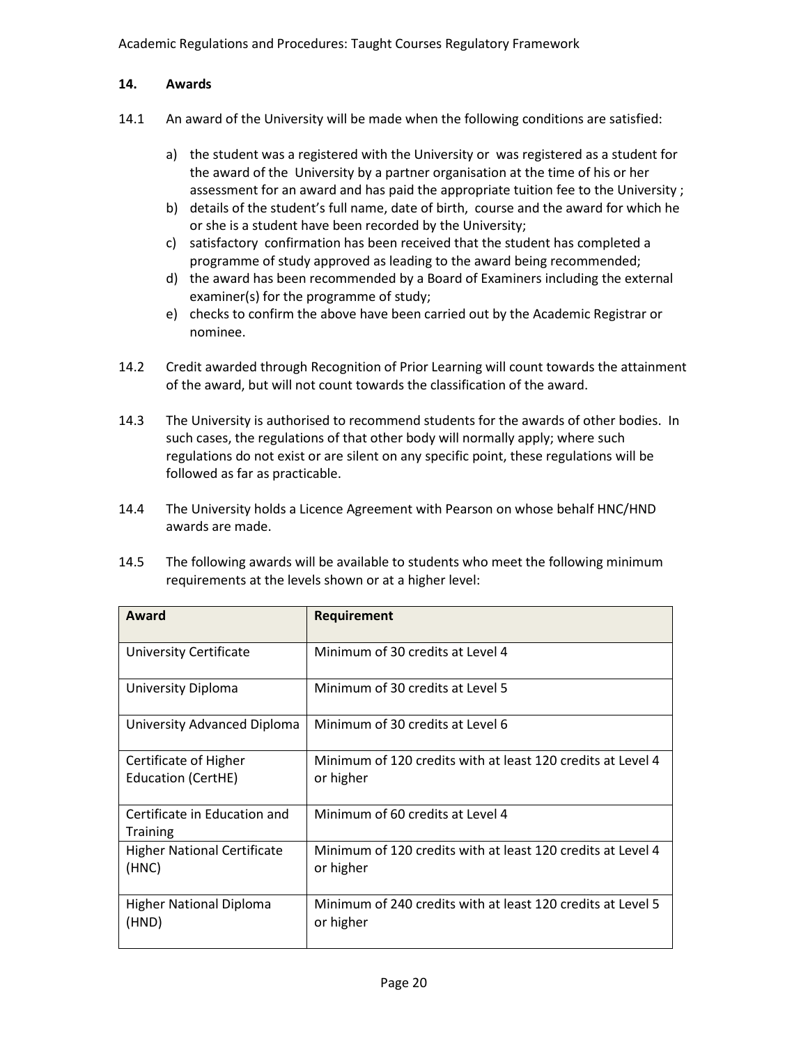## 14. Awards

14.1 An award of the University will be made when the following conditions are satisfied:

a) the student was a registered with the University or was registered as a student for the award of the University by a partner organisation at the time of his or her assessment for an award and has paid the appropriate tuition fee to the University ;
b) details of the student's full name, date of birth, course and the award for which he or she is a student have been recorded by the University;
c) satisfactory confirmation has been received that the student has completed a programme of study approved as leading to the award being recommended;
d) the award has been recommended by a Board of Examiners including the external examiner(s) for the programme of study;
e) checks to confirm the above have been carried out by the Academic Registrar or nominee.

14.2 Credit awarded through Recognition of Prior Learning will count towards the attainment of the award, but will not count towards the classification of the award.

14.3 The University is authorised to recommend students for the awards of other bodies. In such cases, the regulations of that other body will normally apply; where such regulations do not exist or are silent on any specific point, these regulations will be followed as far as practicable.

14.4 The University holds a Licence Agreement with Pearson on whose behalf HNC/HND awards are made.

14.5 The following awards will be available to students who meet the following minimum requirements at the levels shown or at a higher level:

| Award | Requirement |
|---|---|
| University Certificate | Minimum of 30 credits at Level 4 |
| University Diploma | Minimum of 30 credits at Level 5 |
| University Advanced Diploma | Minimum of 30 credits at Level 6 |
| Certificate of Higher Education (CertHE) | Minimum of 120 credits with at least 120 credits at Level 4 or higher |
| Certificate in Education and Training | Minimum of 60 credits at Level 4 |
| Higher National Certificate (HNC) | Minimum of 120 credits with at least 120 credits at Level 4 or higher |
| Higher National Diploma (HND) | Minimum of 240 credits with at least 120 credits at Level 5 or higher |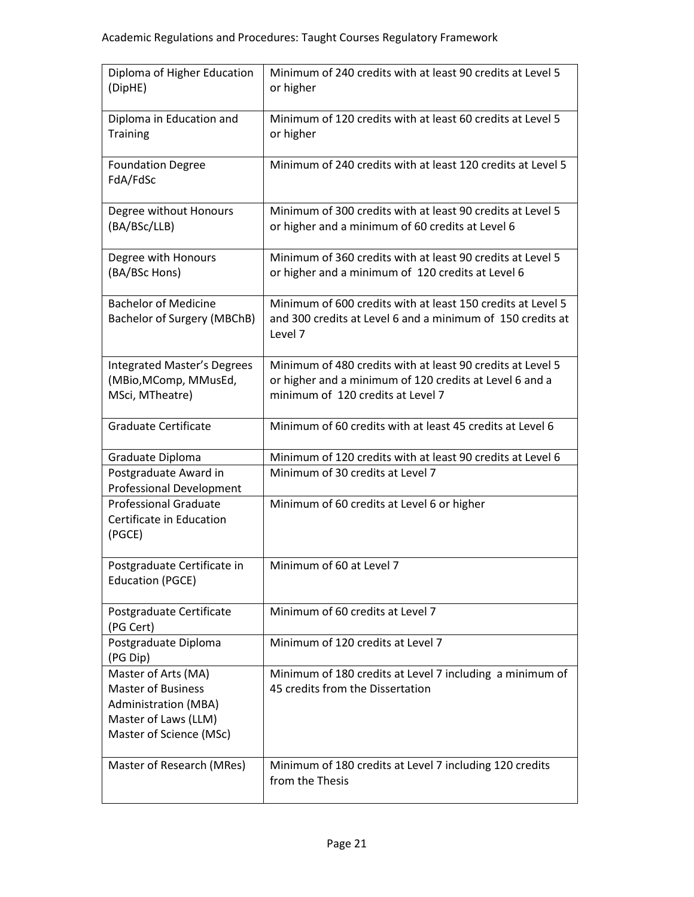| | |
|---|---|
| Diploma of Higher Education (DipHE) | Minimum of 240 credits with at least 90 credits at Level 5 or higher |
| Diploma in Education and Training | Minimum of 120 credits with at least 60 credits at Level 5 or higher |
| Foundation Degree FdA/FdSc | Minimum of 240 credits with at least 120 credits at Level 5 |
| Degree without Honours (BA/BSc/LLB) | Minimum of 300 credits with at least 90 credits at Level 5 or higher and a minimum of 60 credits at Level 6 |
| Degree with Honours (BA/BSc Hons) | Minimum of 360 credits with at least 90 credits at Level 5 or higher and a minimum of 120 credits at Level 6 |
| Bachelor of Medicine Bachelor of Surgery (MBChB) | Minimum of 600 credits with at least 150 credits at Level 5 and 300 credits at Level 6 and a minimum of 150 credits at Level 7 |
| Integrated Master's Degrees (MBio,MComp, MMusEd, MSci, MTheatre) | Minimum of 480 credits with at least 90 credits at Level 5 or higher and a minimum of 120 credits at Level 6 and a minimum of 120 credits at Level 7 |
| Graduate Certificate | Minimum of 60 credits with at least 45 credits at Level 6 |
| Graduate Diploma | Minimum of 120 credits with at least 90 credits at Level 6 |
| Postgraduate Award in Professional Development | Minimum of 30 credits at Level 7 |
| Professional Graduate Certificate in Education (PGCE) | Minimum of 60 credits at Level 6 or higher |
| Postgraduate Certificate in Education (PGCE) | Minimum of 60 at Level 7 |
| Postgraduate Certificate (PG Cert) | Minimum of 60 credits at Level 7 |
| Postgraduate Diploma (PG Dip) | Minimum of 120 credits at Level 7 |
| Master of Arts (MA) Master of Business Administration (MBA) Master of Laws (LLM) Master of Science (MSc) | Minimum of 180 credits at Level 7 including a minimum of 45 credits from the Dissertation |
| Master of Research (MRes) | Minimum of 180 credits at Level 7 including 120 credits from the Thesis |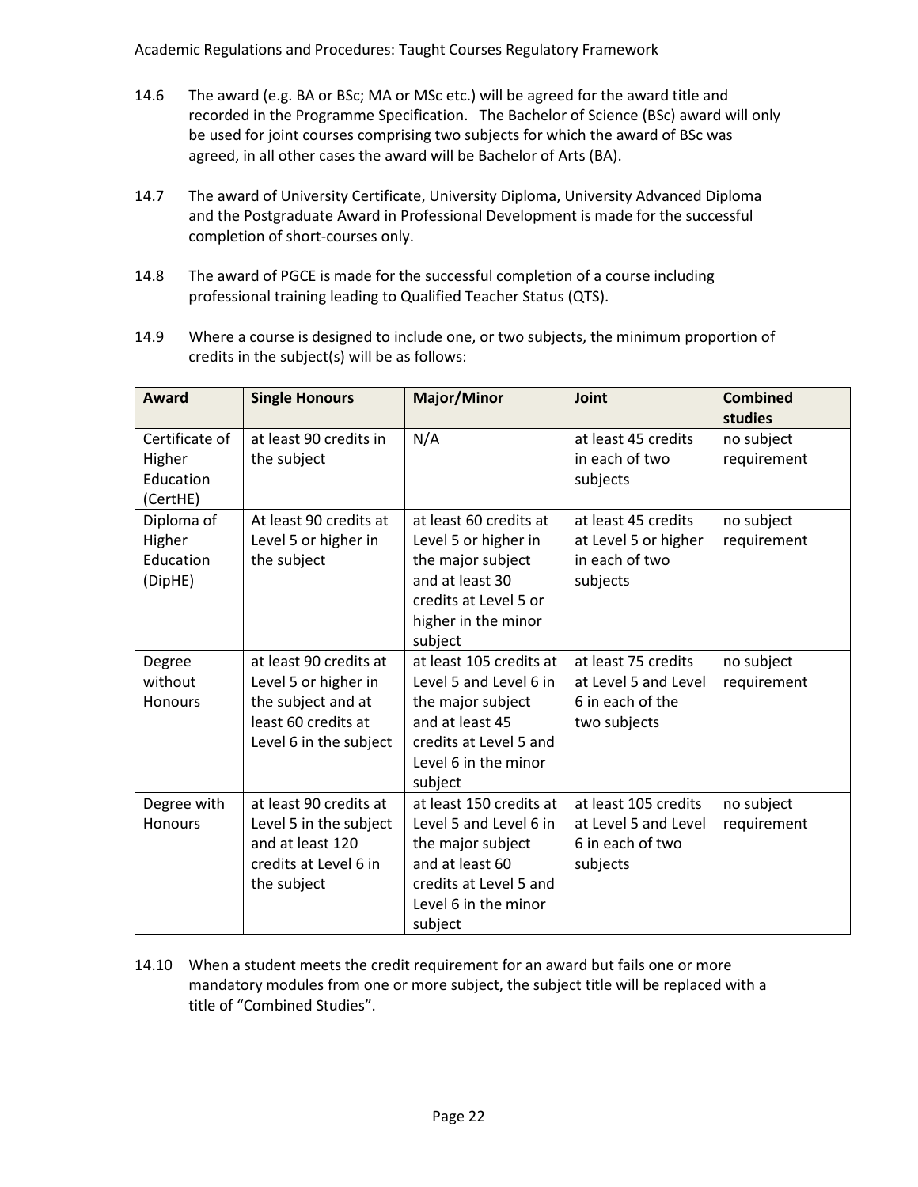14.6 The award (e.g. BA or BSc; MA or MSc etc.) will be agreed for the award title and recorded in the Programme Specification. The Bachelor of Science (BSc) award will only be used for joint courses comprising two subjects for which the award of BSc was agreed, in all other cases the award will be Bachelor of Arts (BA).

14.7 The award of University Certificate, University Diploma, University Advanced Diploma and the Postgraduate Award in Professional Development is made for the successful completion of short-courses only.

14.8 The award of PGCE is made for the successful completion of a course including professional training leading to Qualified Teacher Status (QTS).

14.9 Where a course is designed to include one, or two subjects, the minimum proportion of credits in the subject(s) will be as follows:

| Award | Single Honours | Major/Minor | Joint | Combined studies |
|---|---|---|---|---|
| Certificate of Higher Education (CertHE) | at least 90 credits in the subject | N/A | at least 45 credits in each of two subjects | no subject requirement |
| Diploma of Higher Education (DipHE) | At least 90 credits at Level 5 or higher in the subject | at least 60 credits at Level 5 or higher in the major subject and at least 30 credits at Level 5 or higher in the minor subject | at least 45 credits at Level 5 or higher in each of two subjects | no subject requirement |
| Degree without Honours | at least 90 credits at Level 5 or higher in the subject and at least 60 credits at Level 6 in the subject | at least 105 credits at Level 5 and Level 6 in the major subject and at least 45 credits at Level 5 and Level 6 in the minor subject | at least 75 credits at Level 5 and Level 6 in each of the two subjects | no subject requirement |
| Degree with Honours | at least 90 credits at Level 5 in the subject and at least 120 credits at Level 6 in the subject | at least 150 credits at Level 5 and Level 6 in the major subject and at least 60 credits at Level 5 and Level 6 in the minor subject | at least 105 credits at Level 5 and Level 6 in each of two subjects | no subject requirement |

14.10 When a student meets the credit requirement for an award but fails one or more mandatory modules from one or more subject, the subject title will be replaced with a title of "Combined Studies".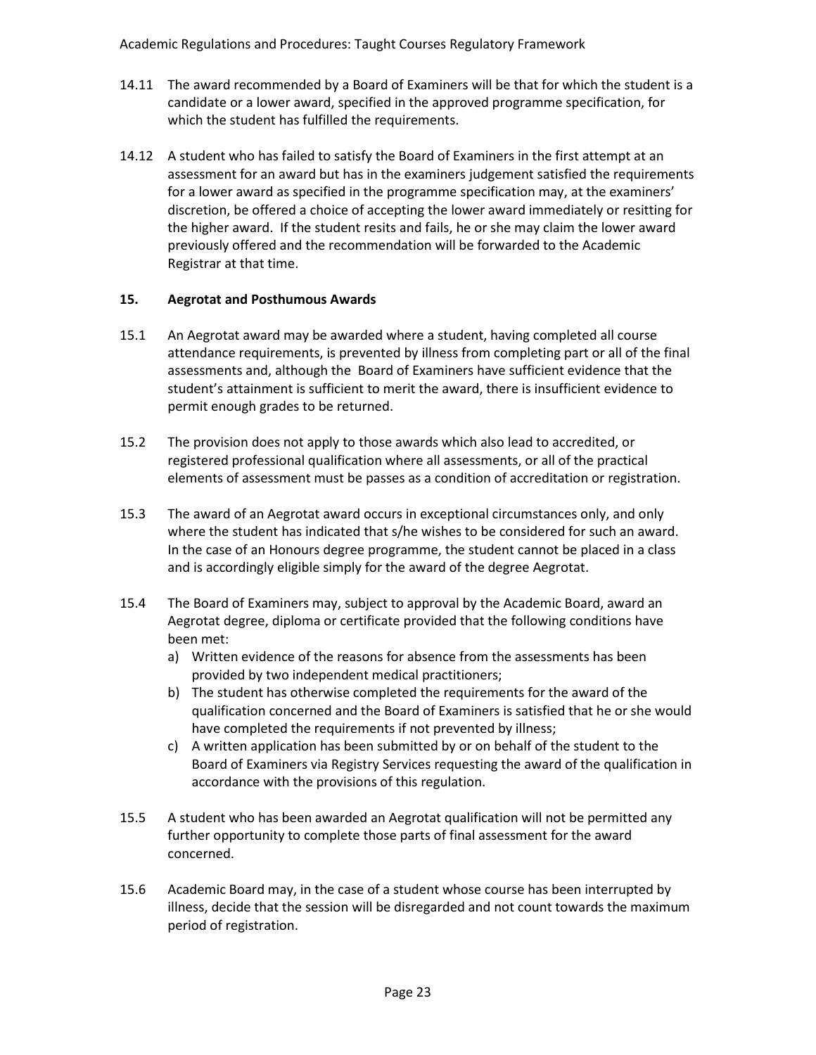14.11 The award recommended by a Board of Examiners will be that for which the student is a candidate or a lower award, specified in the approved programme specification, for which the student has fulfilled the requirements.

14.12 A student who has failed to satisfy the Board of Examiners in the first attempt at an assessment for an award but has in the examiners judgement satisfied the requirements for a lower award as specified in the programme specification may, at the examiners' discretion, be offered a choice of accepting the lower award immediately or resitting for the higher award. If the student resits and fails, he or she may claim the lower award previously offered and the recommendation will be forwarded to the Academic Registrar at that time.

## 15. Aegrotat and Posthumous Awards

15.1 An Aegrotat award may be awarded where a student, having completed all course attendance requirements, is prevented by illness from completing part or all of the final assessments and, although the Board of Examiners have sufficient evidence that the student's attainment is sufficient to merit the award, there is insufficient evidence to permit enough grades to be returned.

15.2 The provision does not apply to those awards which also lead to accredited, or registered professional qualification where all assessments, or all of the practical elements of assessment must be passes as a condition of accreditation or registration.

15.3 The award of an Aegrotat award occurs in exceptional circumstances only, and only where the student has indicated that s/he wishes to be considered for such an award. In the case of an Honours degree programme, the student cannot be placed in a class and is accordingly eligible simply for the award of the degree Aegrotat.

15.4 The Board of Examiners may, subject to approval by the Academic Board, award an Aegrotat degree, diploma or certificate provided that the following conditions have been met:

a) Written evidence of the reasons for absence from the assessments has been provided by two independent medical practitioners;
b) The student has otherwise completed the requirements for the award of the qualification concerned and the Board of Examiners is satisfied that he or she would have completed the requirements if not prevented by illness;
c) A written application has been submitted by or on behalf of the student to the Board of Examiners via Registry Services requesting the award of the qualification in accordance with the provisions of this regulation.

15.5 A student who has been awarded an Aegrotat qualification will not be permitted any further opportunity to complete those parts of final assessment for the award concerned.

15.6 Academic Board may, in the case of a student whose course has been interrupted by illness, decide that the session will be disregarded and not count towards the maximum period of registration.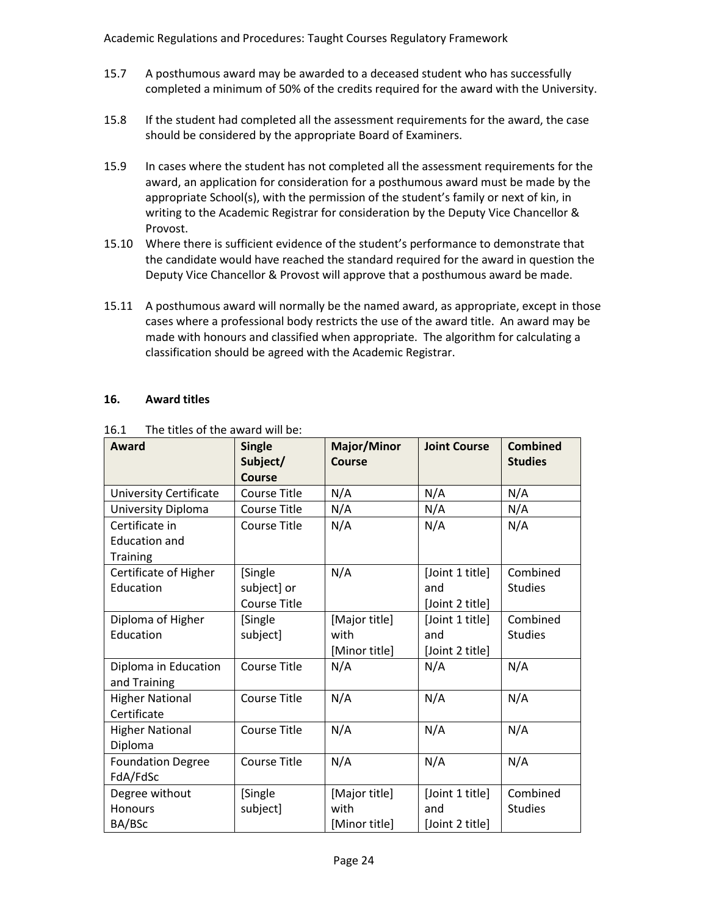15.7 A posthumous award may be awarded to a deceased student who has successfully completed a minimum of 50% of the credits required for the award with the University.

15.8 If the student had completed all the assessment requirements for the award, the case should be considered by the appropriate Board of Examiners.

15.9 In cases where the student has not completed all the assessment requirements for the award, an application for consideration for a posthumous award must be made by the appropriate School(s), with the permission of the student's family or next of kin, in writing to the Academic Registrar for consideration by the Deputy Vice Chancellor & Provost.

15.10 Where there is sufficient evidence of the student's performance to demonstrate that the candidate would have reached the standard required for the award in question the Deputy Vice Chancellor & Provost will approve that a posthumous award be made.

15.11 A posthumous award will normally be the named award, as appropriate, except in those cases where a professional body restricts the use of the award title. An award may be made with honours and classified when appropriate. The algorithm for calculating a classification should be agreed with the Academic Registrar.

## 16. Award titles

16.1 The titles of the award will be:

| Award | Single Subject/ Course | Major/Minor Course | Joint Course | Combined Studies |
|---|---|---|---|---|
| University Certificate | Course Title | N/A | N/A | N/A |
| University Diploma | Course Title | N/A | N/A | N/A |
| Certificate in Education and Training | Course Title | N/A | N/A | N/A |
| Certificate of Higher Education | [Single subject] or Course Title | N/A | [Joint 1 title] and [Joint 2 title] | Combined Studies |
| Diploma of Higher Education | [Single subject] | [Major title] with [Minor title] | [Joint 1 title] and [Joint 2 title] | Combined Studies |
| Diploma in Education and Training | Course Title | N/A | N/A | N/A |
| Higher National Certificate | Course Title | N/A | N/A | N/A |
| Higher National Diploma | Course Title | N/A | N/A | N/A |
| Foundation Degree FdA/FdSc | Course Title | N/A | N/A | N/A |
| Degree without Honours BA/BSc | [Single subject] | [Major title] with [Minor title] | [Joint 1 title] and [Joint 2 title] | Combined Studies |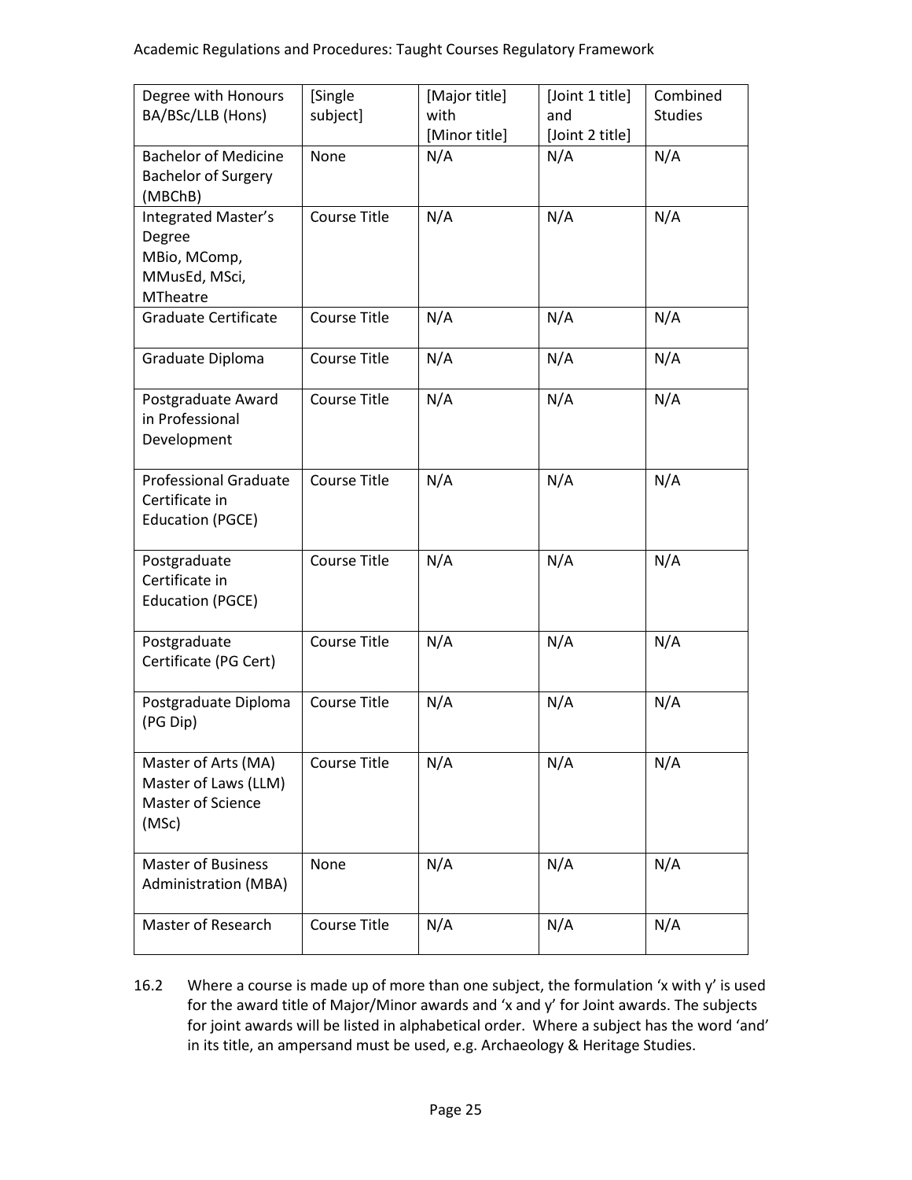| Degree with Honours BA/BSc/LLB (Hons) | [Single subject] | [Major title] with [Minor title] | [Joint 1 title] and [Joint 2 title] | Combined Studies |
|---|---|---|---|---|
| Bachelor of Medicine Bachelor of Surgery (MBChB) | None | N/A | N/A | N/A |
| Integrated Master's Degree MBio, MComp, MMusEd, MSci, MTheatre | Course Title | N/A | N/A | N/A |
| Graduate Certificate | Course Title | N/A | N/A | N/A |
| Graduate Diploma | Course Title | N/A | N/A | N/A |
| Postgraduate Award in Professional Development | Course Title | N/A | N/A | N/A |
| Professional Graduate Certificate in Education (PGCE) | Course Title | N/A | N/A | N/A |
| Postgraduate Certificate in Education (PGCE) | Course Title | N/A | N/A | N/A |
| Postgraduate Certificate (PG Cert) | Course Title | N/A | N/A | N/A |
| Postgraduate Diploma (PG Dip) | Course Title | N/A | N/A | N/A |
| Master of Arts (MA) Master of Laws (LLM) Master of Science (MSc) | Course Title | N/A | N/A | N/A |
| Master of Business Administration (MBA) | None | N/A | N/A | N/A |
| Master of Research | Course Title | N/A | N/A | N/A |

16.2 Where a course is made up of more than one subject, the formulation 'x with y' is used for the award title of Major/Minor awards and 'x and y' for Joint awards. The subjects for joint awards will be listed in alphabetical order. Where a subject has the word 'and' in its title, an ampersand must be used, e.g. Archaeology & Heritage Studies.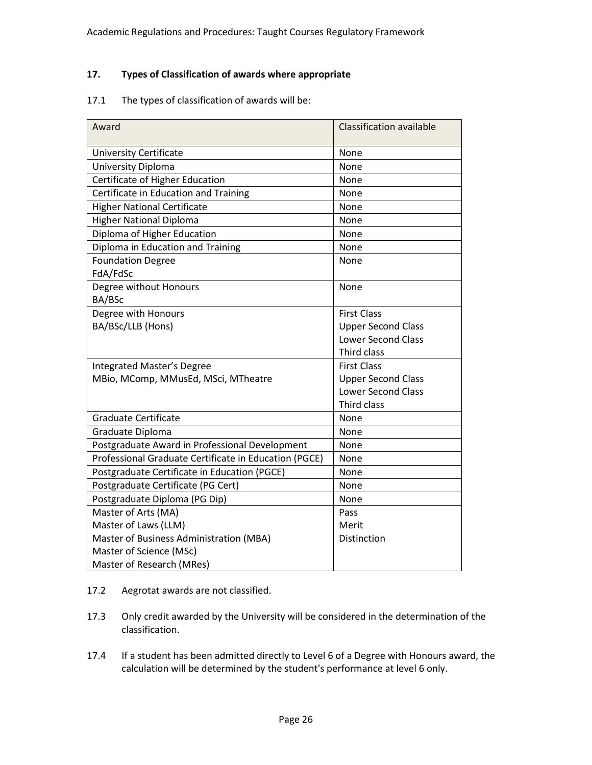## 17. Types of Classification of awards where appropriate

17.1 The types of classification of awards will be:

| Award | Classification available |
|---|---|
| University Certificate | None |
| University Diploma | None |
| Certificate of Higher Education | None |
| Certificate in Education and Training | None |
| Higher National Certificate | None |
| Higher National Diploma | None |
| Diploma of Higher Education | None |
| Diploma in Education and Training | None |
| Foundation Degree<br>FdA/FdSc | None |
| Degree without Honours<br>BA/BSc | None |
| Degree with Honours<br>BA/BSc/LLB (Hons) | First Class<br>Upper Second Class<br>Lower Second Class<br>Third class |
| Integrated Master's Degree<br>MBio, MComp, MMusEd, MSci, MTheatre | First Class<br>Upper Second Class<br>Lower Second Class<br>Third class |
| Graduate Certificate | None |
| Graduate Diploma | None |
| Postgraduate Award in Professional Development | None |
| Professional Graduate Certificate in Education (PGCE) | None |
| Postgraduate Certificate in Education (PGCE) | None |
| Postgraduate Certificate (PG Cert) | None |
| Postgraduate Diploma (PG Dip) | None |
| Master of Arts (MA)<br>Master of Laws (LLM)<br>Master of Business Administration (MBA)<br>Master of Science (MSc)<br>Master of Research (MRes) | Pass<br>Merit<br>Distinction |

17.2 Aegrotat awards are not classified.

17.3 Only credit awarded by the University will be considered in the determination of the classification.

17.4 If a student has been admitted directly to Level 6 of a Degree with Honours award, the calculation will be determined by the student's performance at level 6 only.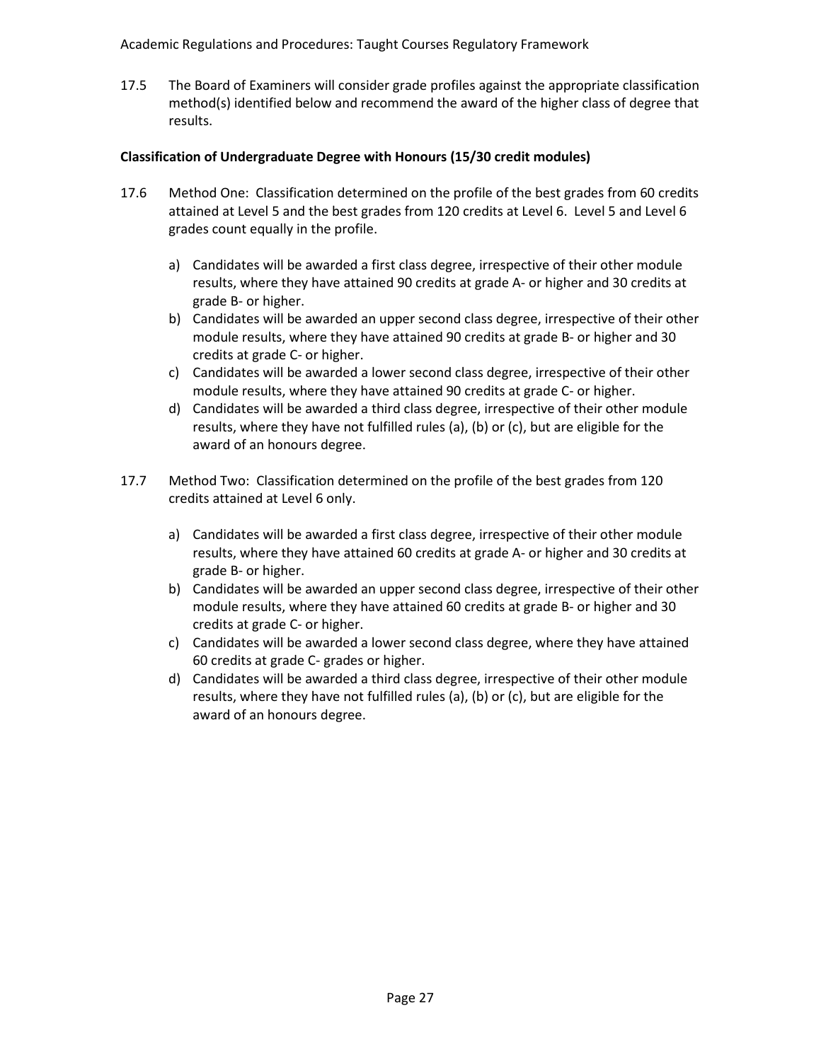17.5 The Board of Examiners will consider grade profiles against the appropriate classification method(s) identified below and recommend the award of the higher class of degree that results.

**Classification of Undergraduate Degree with Honours (15/30 credit modules)**

17.6 Method One: Classification determined on the profile of the best grades from 60 credits attained at Level 5 and the best grades from 120 credits at Level 6. Level 5 and Level 6 grades count equally in the profile.

a) Candidates will be awarded a first class degree, irrespective of their other module results, where they have attained 90 credits at grade A- or higher and 30 credits at grade B- or higher.
b) Candidates will be awarded an upper second class degree, irrespective of their other module results, where they have attained 90 credits at grade B- or higher and 30 credits at grade C- or higher.
c) Candidates will be awarded a lower second class degree, irrespective of their other module results, where they have attained 90 credits at grade C- or higher.
d) Candidates will be awarded a third class degree, irrespective of their other module results, where they have not fulfilled rules (a), (b) or (c), but are eligible for the award of an honours degree.

17.7 Method Two: Classification determined on the profile of the best grades from 120 credits attained at Level 6 only.

a) Candidates will be awarded a first class degree, irrespective of their other module results, where they have attained 60 credits at grade A- or higher and 30 credits at grade B- or higher.
b) Candidates will be awarded an upper second class degree, irrespective of their other module results, where they have attained 60 credits at grade B- or higher and 30 credits at grade C- or higher.
c) Candidates will be awarded a lower second class degree, where they have attained 60 credits at grade C- grades or higher.
d) Candidates will be awarded a third class degree, irrespective of their other module results, where they have not fulfilled rules (a), (b) or (c), but are eligible for the award of an honours degree.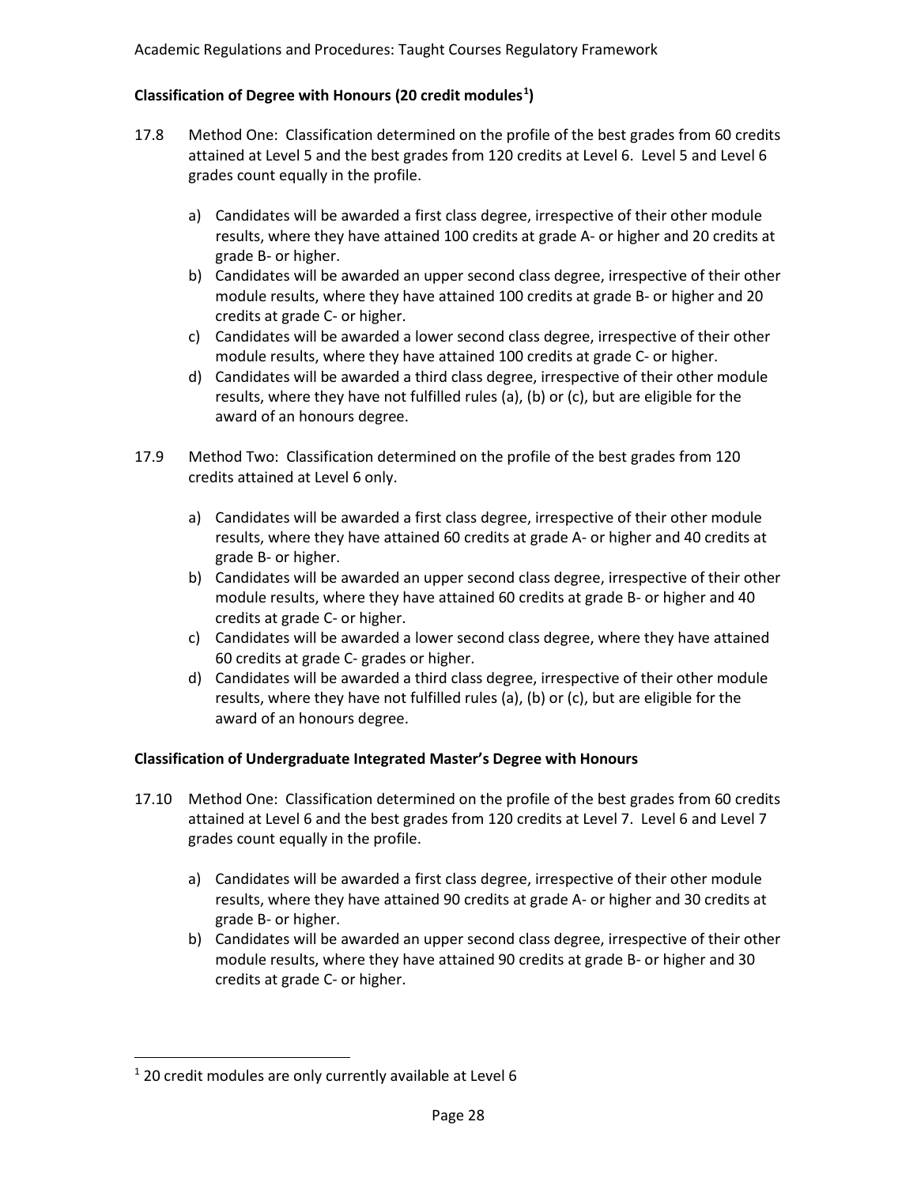**Classification of Degree with Honours (20 credit modules[1])**

17.8 Method One: Classification determined on the profile of the best grades from 60 credits attained at Level 5 and the best grades from 120 credits at Level 6. Level 5 and Level 6 grades count equally in the profile.

a) Candidates will be awarded a first class degree, irrespective of their other module results, where they have attained 100 credits at grade A- or higher and 20 credits at grade B- or higher.
b) Candidates will be awarded an upper second class degree, irrespective of their other module results, where they have attained 100 credits at grade B- or higher and 20 credits at grade C- or higher.
c) Candidates will be awarded a lower second class degree, irrespective of their other module results, where they have attained 100 credits at grade C- or higher.
d) Candidates will be awarded a third class degree, irrespective of their other module results, where they have not fulfilled rules (a), (b) or (c), but are eligible for the award of an honours degree.

17.9 Method Two: Classification determined on the profile of the best grades from 120 credits attained at Level 6 only.

a) Candidates will be awarded a first class degree, irrespective of their other module results, where they have attained 60 credits at grade A- or higher and 40 credits at grade B- or higher.
b) Candidates will be awarded an upper second class degree, irrespective of their other module results, where they have attained 60 credits at grade B- or higher and 40 credits at grade C- or higher.
c) Candidates will be awarded a lower second class degree, where they have attained 60 credits at grade C- grades or higher.
d) Candidates will be awarded a third class degree, irrespective of their other module results, where they have not fulfilled rules (a), (b) or (c), but are eligible for the award of an honours degree.

**Classification of Undergraduate Integrated Master's Degree with Honours**

17.10 Method One: Classification determined on the profile of the best grades from 60 credits attained at Level 6 and the best grades from 120 credits at Level 7. Level 6 and Level 7 grades count equally in the profile.

a) Candidates will be awarded a first class degree, irrespective of their other module results, where they have attained 90 credits at grade A- or higher and 30 credits at grade B- or higher.
b) Candidates will be awarded an upper second class degree, irrespective of their other module results, where they have attained 90 credits at grade B- or higher and 30 credits at grade C- or higher.

[1] 20 credit modules are only currently available at Level 6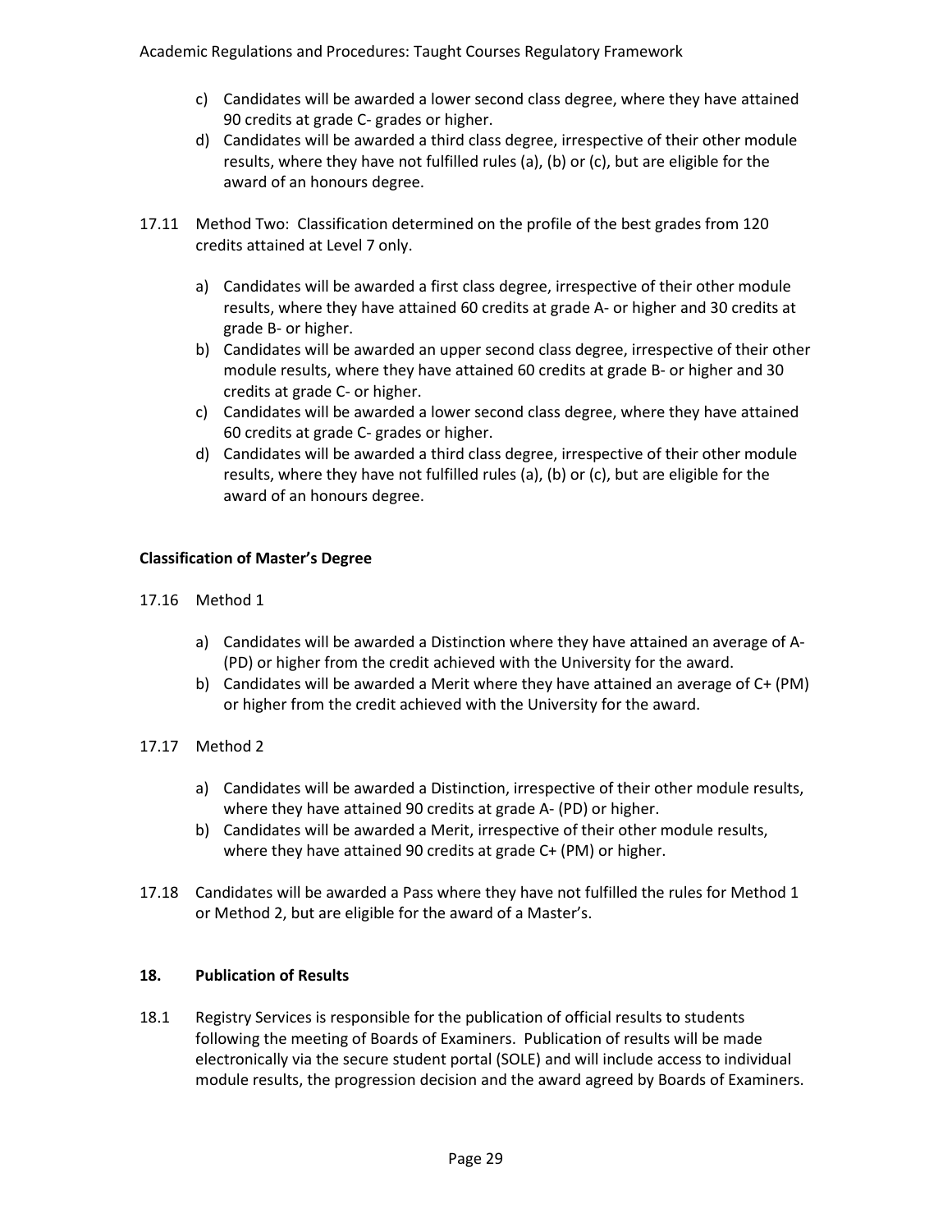c) Candidates will be awarded a lower second class degree, where they have attained 90 credits at grade C- grades or higher.
d) Candidates will be awarded a third class degree, irrespective of their other module results, where they have not fulfilled rules (a), (b) or (c), but are eligible for the award of an honours degree.

17.11 Method Two: Classification determined on the profile of the best grades from 120 credits attained at Level 7 only.

a) Candidates will be awarded a first class degree, irrespective of their other module results, where they have attained 60 credits at grade A- or higher and 30 credits at grade B- or higher.
b) Candidates will be awarded an upper second class degree, irrespective of their other module results, where they have attained 60 credits at grade B- or higher and 30 credits at grade C- or higher.
c) Candidates will be awarded a lower second class degree, where they have attained 60 credits at grade C- grades or higher.
d) Candidates will be awarded a third class degree, irrespective of their other module results, where they have not fulfilled rules (a), (b) or (c), but are eligible for the award of an honours degree.

**Classification of Master's Degree**

17.16 Method 1

a) Candidates will be awarded a Distinction where they have attained an average of A- (PD) or higher from the credit achieved with the University for the award.
b) Candidates will be awarded a Merit where they have attained an average of C+ (PM) or higher from the credit achieved with the University for the award.

17.17 Method 2

a) Candidates will be awarded a Distinction, irrespective of their other module results, where they have attained 90 credits at grade A- (PD) or higher.
b) Candidates will be awarded a Merit, irrespective of their other module results, where they have attained 90 credits at grade C+ (PM) or higher.

17.18 Candidates will be awarded a Pass where they have not fulfilled the rules for Method 1 or Method 2, but are eligible for the award of a Master's.

## 18. Publication of Results

18.1 Registry Services is responsible for the publication of official results to students following the meeting of Boards of Examiners. Publication of results will be made electronically via the secure student portal (SOLE) and will include access to individual module results, the progression decision and the award agreed by Boards of Examiners.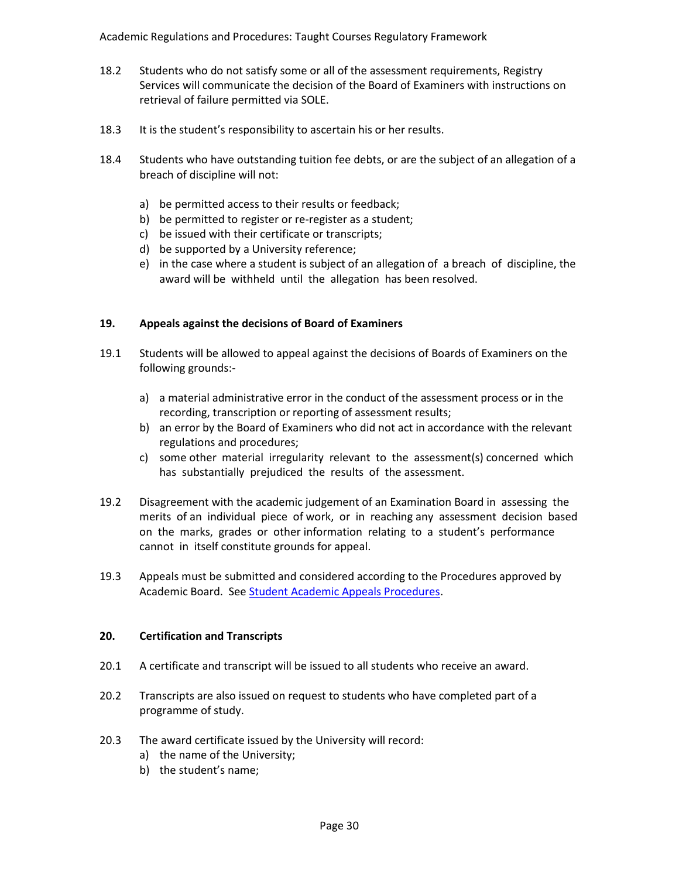18.2 Students who do not satisfy some or all of the assessment requirements, Registry Services will communicate the decision of the Board of Examiners with instructions on retrieval of failure permitted via SOLE.

18.3 It is the student's responsibility to ascertain his or her results.

18.4 Students who have outstanding tuition fee debts, or are the subject of an allegation of a breach of discipline will not:

a) be permitted access to their results or feedback;
b) be permitted to register or re-register as a student;
c) be issued with their certificate or transcripts;
d) be supported by a University reference;
e) in the case where a student is subject of an allegation of a breach of discipline, the award will be withheld until the allegation has been resolved.

## 19. Appeals against the decisions of Board of Examiners

19.1 Students will be allowed to appeal against the decisions of Boards of Examiners on the following grounds:-

a) a material administrative error in the conduct of the assessment process or in the recording, transcription or reporting of assessment results;
b) an error by the Board of Examiners who did not act in accordance with the relevant regulations and procedures;
c) some other material irregularity relevant to the assessment(s) concerned which has substantially prejudiced the results of the assessment.

19.2 Disagreement with the academic judgement of an Examination Board in assessing the merits of an individual piece of work, or in reaching any assessment decision based on the marks, grades or other information relating to a student's performance cannot in itself constitute grounds for appeal.

19.3 Appeals must be submitted and considered according to the Procedures approved by Academic Board. See Student Academic Appeals Procedures.

## 20. Certification and Transcripts

20.1 A certificate and transcript will be issued to all students who receive an award.

20.2 Transcripts are also issued on request to students who have completed part of a programme of study.

20.3 The award certificate issued by the University will record:
a) the name of the University;
b) the student's name;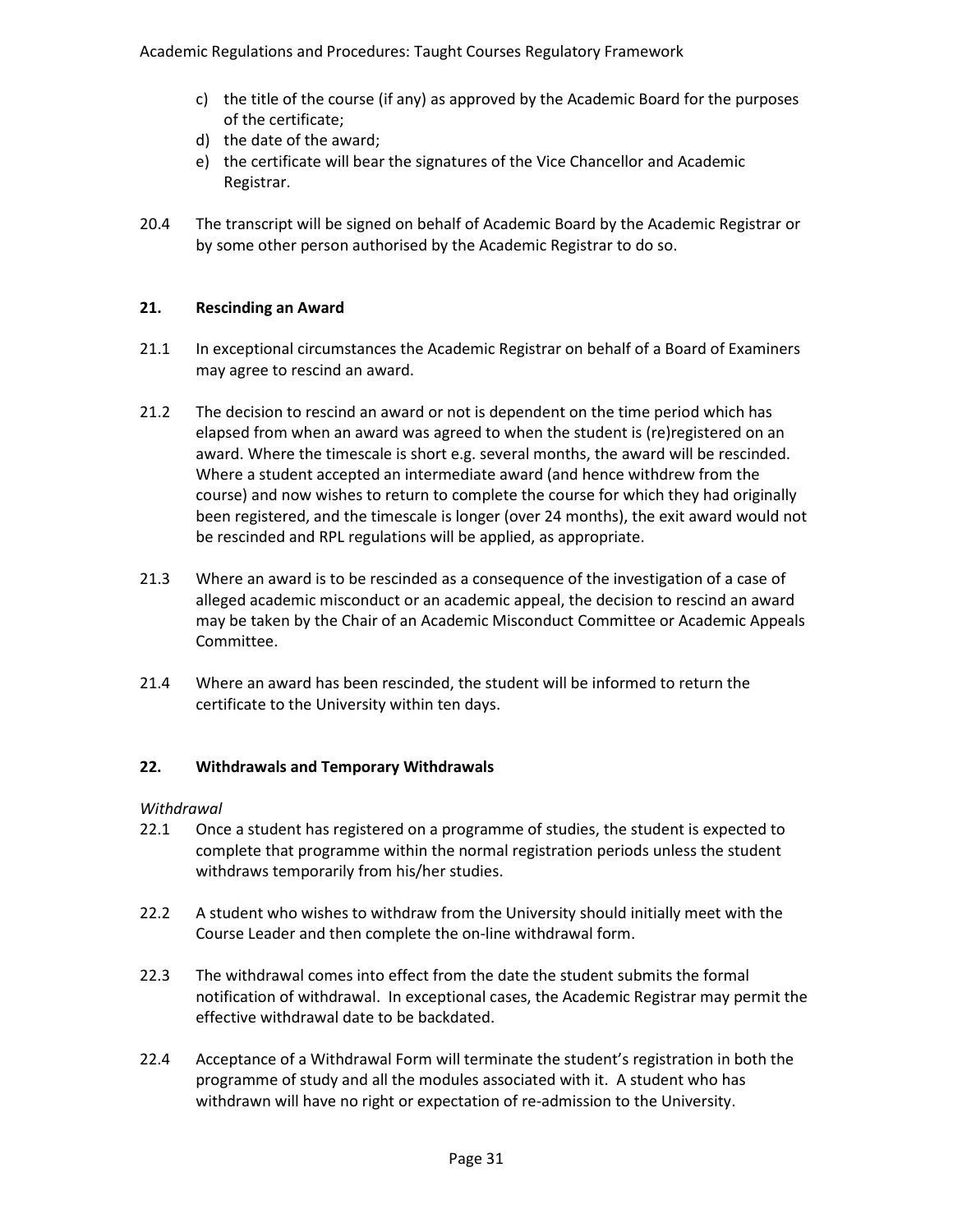c) the title of the course (if any) as approved by the Academic Board for the purposes of the certificate;
d) the date of the award;
e) the certificate will bear the signatures of the Vice Chancellor and Academic Registrar.

20.4 The transcript will be signed on behalf of Academic Board by the Academic Registrar or by some other person authorised by the Academic Registrar to do so.

## 21. Rescinding an Award

21.1 In exceptional circumstances the Academic Registrar on behalf of a Board of Examiners may agree to rescind an award.

21.2 The decision to rescind an award or not is dependent on the time period which has elapsed from when an award was agreed to when the student is (re)registered on an award. Where the timescale is short e.g. several months, the award will be rescinded. Where a student accepted an intermediate award (and hence withdrew from the course) and now wishes to return to complete the course for which they had originally been registered, and the timescale is longer (over 24 months), the exit award would not be rescinded and RPL regulations will be applied, as appropriate.

21.3 Where an award is to be rescinded as a consequence of the investigation of a case of alleged academic misconduct or an academic appeal, the decision to rescind an award may be taken by the Chair of an Academic Misconduct Committee or Academic Appeals Committee.

21.4 Where an award has been rescinded, the student will be informed to return the certificate to the University within ten days.

## 22. Withdrawals and Temporary Withdrawals

*Withdrawal*

22.1 Once a student has registered on a programme of studies, the student is expected to complete that programme within the normal registration periods unless the student withdraws temporarily from his/her studies.

22.2 A student who wishes to withdraw from the University should initially meet with the Course Leader and then complete the on-line withdrawal form.

22.3 The withdrawal comes into effect from the date the student submits the formal notification of withdrawal. In exceptional cases, the Academic Registrar may permit the effective withdrawal date to be backdated.

22.4 Acceptance of a Withdrawal Form will terminate the student's registration in both the programme of study and all the modules associated with it. A student who has withdrawn will have no right or expectation of re-admission to the University.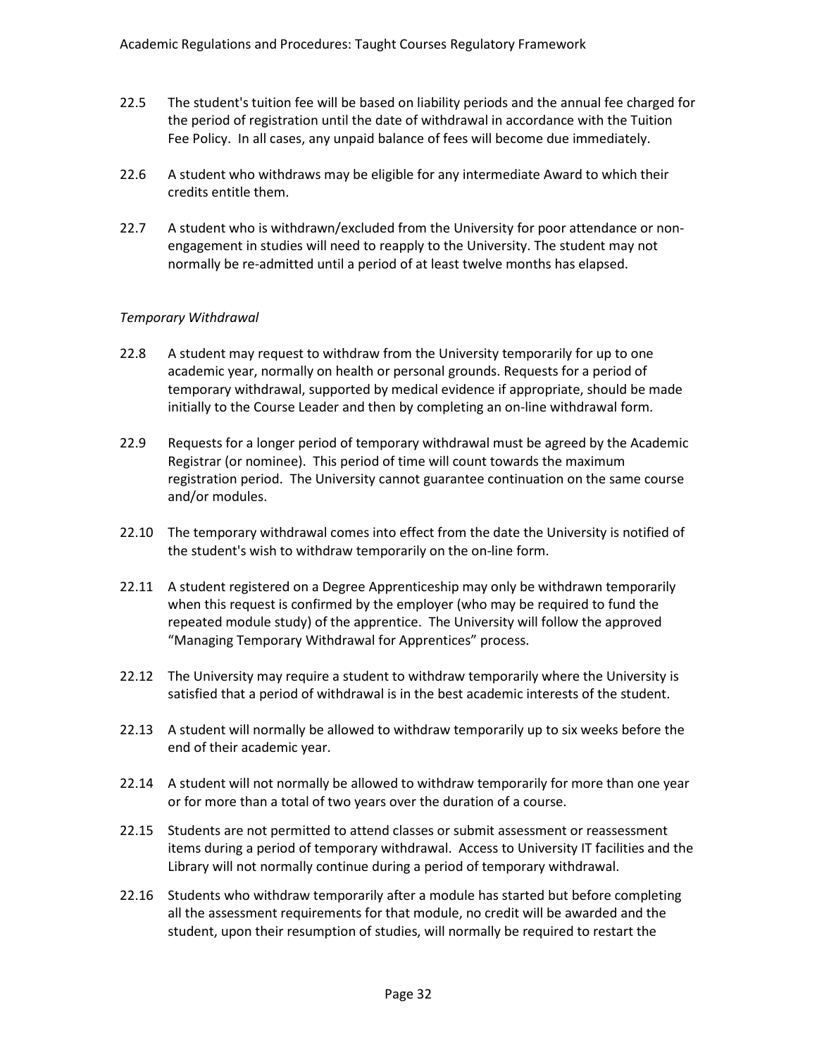22.5 The student's tuition fee will be based on liability periods and the annual fee charged for the period of registration until the date of withdrawal in accordance with the Tuition Fee Policy. In all cases, any unpaid balance of fees will become due immediately.

22.6 A student who withdraws may be eligible for any intermediate Award to which their credits entitle them.

22.7 A student who is withdrawn/excluded from the University for poor attendance or non-engagement in studies will need to reapply to the University. The student may not normally be re-admitted until a period of at least twelve months has elapsed.

*Temporary Withdrawal*

22.8 A student may request to withdraw from the University temporarily for up to one academic year, normally on health or personal grounds. Requests for a period of temporary withdrawal, supported by medical evidence if appropriate, should be made initially to the Course Leader and then by completing an on-line withdrawal form.

22.9 Requests for a longer period of temporary withdrawal must be agreed by the Academic Registrar (or nominee). This period of time will count towards the maximum registration period. The University cannot guarantee continuation on the same course and/or modules.

22.10 The temporary withdrawal comes into effect from the date the University is notified of the student's wish to withdraw temporarily on the on-line form.

22.11 A student registered on a Degree Apprenticeship may only be withdrawn temporarily when this request is confirmed by the employer (who may be required to fund the repeated module study) of the apprentice. The University will follow the approved "Managing Temporary Withdrawal for Apprentices" process.

22.12 The University may require a student to withdraw temporarily where the University is satisfied that a period of withdrawal is in the best academic interests of the student.

22.13 A student will normally be allowed to withdraw temporarily up to six weeks before the end of their academic year.

22.14 A student will not normally be allowed to withdraw temporarily for more than one year or for more than a total of two years over the duration of a course.

22.15 Students are not permitted to attend classes or submit assessment or reassessment items during a period of temporary withdrawal. Access to University IT facilities and the Library will not normally continue during a period of temporary withdrawal.

22.16 Students who withdraw temporarily after a module has started but before completing all the assessment requirements for that module, no credit will be awarded and the student, upon their resumption of studies, will normally be required to restart the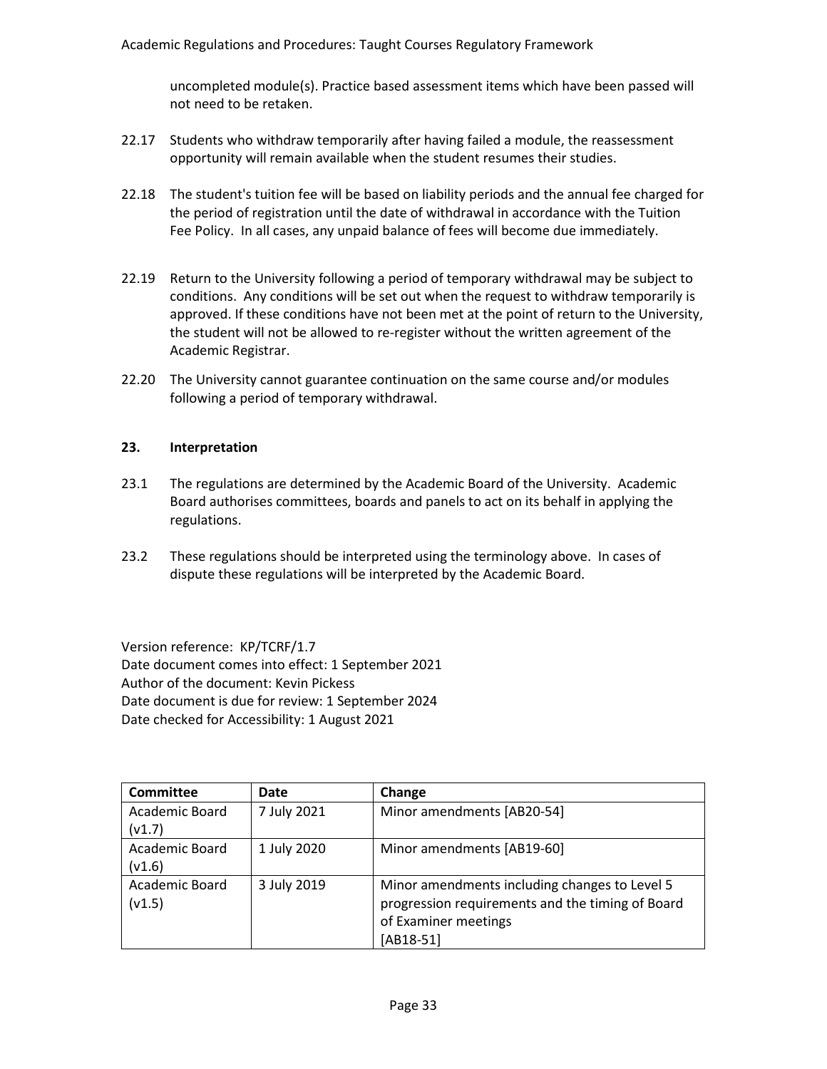uncompleted module(s). Practice based assessment items which have been passed will not need to be retaken.

22.17 Students who withdraw temporarily after having failed a module, the reassessment opportunity will remain available when the student resumes their studies.

22.18 The student's tuition fee will be based on liability periods and the annual fee charged for the period of registration until the date of withdrawal in accordance with the Tuition Fee Policy. In all cases, any unpaid balance of fees will become due immediately.

22.19 Return to the University following a period of temporary withdrawal may be subject to conditions. Any conditions will be set out when the request to withdraw temporarily is approved. If these conditions have not been met at the point of return to the University, the student will not be allowed to re-register without the written agreement of the Academic Registrar.

22.20 The University cannot guarantee continuation on the same course and/or modules following a period of temporary withdrawal.

## 23. Interpretation

23.1 The regulations are determined by the Academic Board of the University. Academic Board authorises committees, boards and panels to act on its behalf in applying the regulations.

23.2 These regulations should be interpreted using the terminology above. In cases of dispute these regulations will be interpreted by the Academic Board.

Version reference: KP/TCRF/1.7
Date document comes into effect: 1 September 2021
Author of the document: Kevin Pickess
Date document is due for review: 1 September 2024
Date checked for Accessibility: 1 August 2021

| Committee | Date | Change |
|---|---|---|
| Academic Board (v1.7) | 7 July 2021 | Minor amendments [AB20-54] |
| Academic Board (v1.6) | 1 July 2020 | Minor amendments [AB19-60] |
| Academic Board (v1.5) | 3 July 2019 | Minor amendments including changes to Level 5 progression requirements and the timing of Board of Examiner meetings [AB18-51] |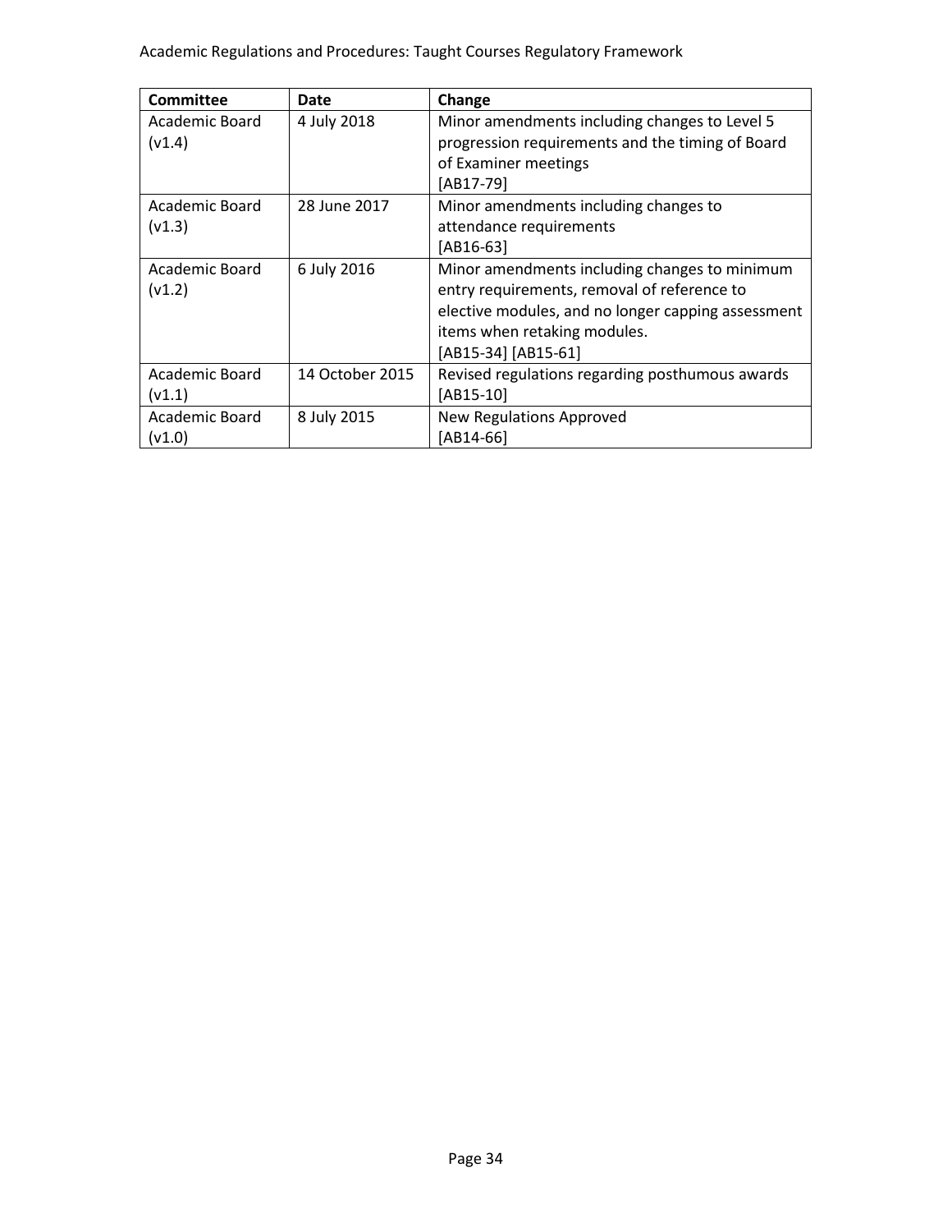| Committee | Date | Change |
| --- | --- | --- |
| Academic Board (v1.4) | 4 July 2018 | Minor amendments including changes to Level 5 progression requirements and the timing of Board of Examiner meetings [AB17-79] |
| Academic Board (v1.3) | 28 June 2017 | Minor amendments including changes to attendance requirements [AB16-63] |
| Academic Board (v1.2) | 6 July 2016 | Minor amendments including changes to minimum entry requirements, removal of reference to elective modules, and no longer capping assessment items when retaking modules. [AB15-34] [AB15-61] |
| Academic Board (v1.1) | 14 October 2015 | Revised regulations regarding posthumous awards [AB15-10] |
| Academic Board (v1.0) | 8 July 2015 | New Regulations Approved [AB14-66] |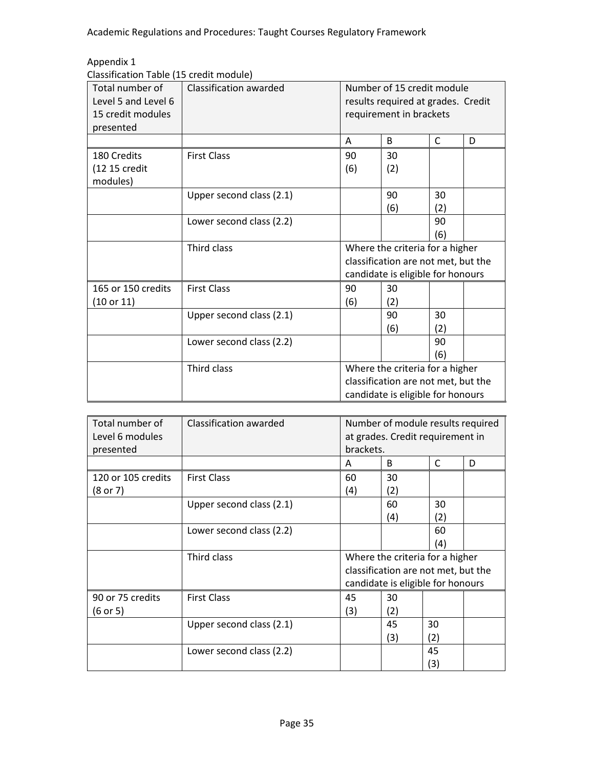Appendix 1

Classification Table (15 credit module)

| Total number of Level 5 and Level 6 15 credit modules presented | Classification awarded | Number of 15 credit module results required at grades. Credit requirement in brackets | | | |
|---|---|---|---|---|---|
| | | A | B | C | D |
| 180 Credits (12 15 credit modules) | First Class | 90 (6) | 30 (2) | | |
| | Upper second class (2.1) | | 90 (6) | 30 (2) | |
| | Lower second class (2.2) | | | 90 (6) | |
| | Third class | Where the criteria for a higher classification are not met, but the candidate is eligible for honours | | | |
| 165 or 150 credits (10 or 11) | First Class | 90 (6) | 30 (2) | | |
| | Upper second class (2.1) | | 90 (6) | 30 (2) | |
| | Lower second class (2.2) | | | 90 (6) | |
| | Third class | Where the criteria for a higher classification are not met, but the candidate is eligible for honours | | | |

| Total number of Level 6 modules presented | Classification awarded | Number of module results required at grades. Credit requirement in brackets. | | | |
|---|---|---|---|---|---|
| | | A | B | C | D |
| 120 or 105 credits (8 or 7) | First Class | 60 (4) | 30 (2) | | |
| | Upper second class (2.1) | | 60 (4) | 30 (2) | |
| | Lower second class (2.2) | | | 60 (4) | |
| | Third class | Where the criteria for a higher classification are not met, but the candidate is eligible for honours | | | |
| 90 or 75 credits (6 or 5) | First Class | 45 (3) | 30 (2) | | |
| | Upper second class (2.1) | | 45 (3) | 30 (2) | |
| | Lower second class (2.2) | | | 45 (3) | |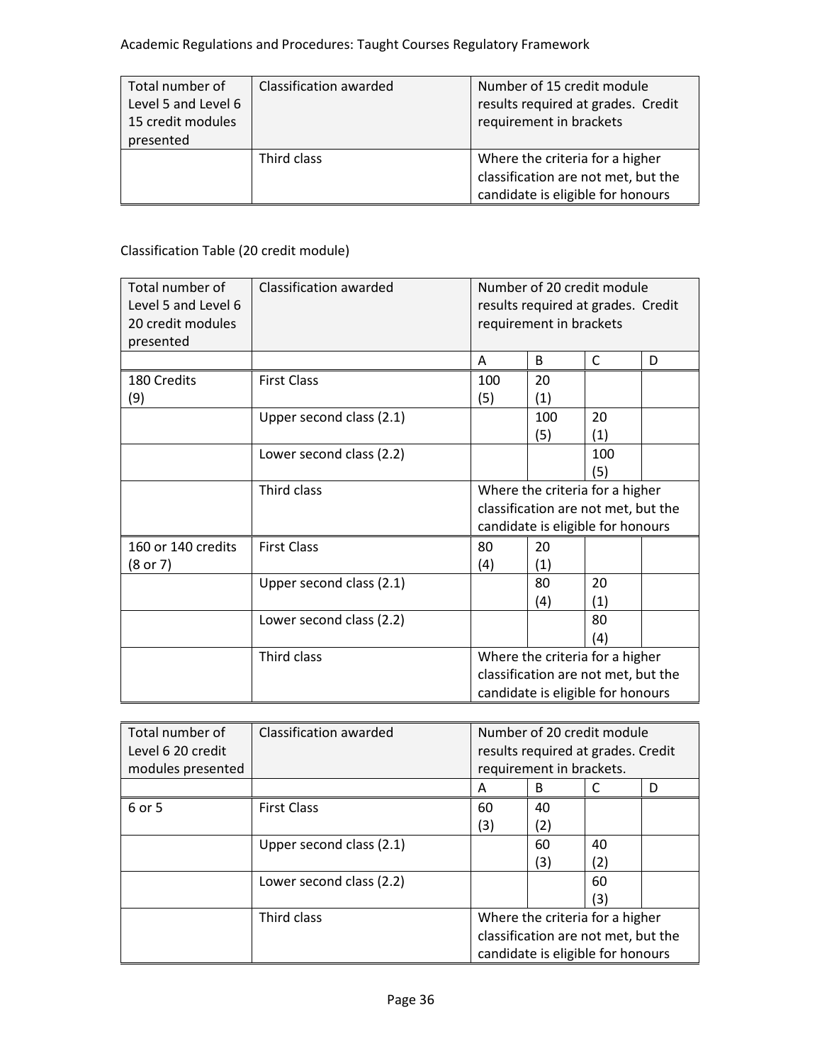| Total number of Level 5 and Level 6 15 credit modules presented | Classification awarded | Number of 15 credit module results required at grades. Credit requirement in brackets |
|---|---|---|
| | Third class | Where the criteria for a higher classification are not met, but the candidate is eligible for honours |

Classification Table (20 credit module)

| Total number of Level 5 and Level 6 20 credit modules presented | Classification awarded | Number of 20 credit module results required at grades. Credit requirement in brackets | | | |
|---|---|---|---|---|---|
| | | A | B | C | D |
| 180 Credits (9) | First Class | 100 (5) | 20 (1) | | |
| | Upper second class (2.1) | | 100 (5) | 20 (1) | |
| | Lower second class (2.2) | | | 100 (5) | |
| | Third class | Where the criteria for a higher classification are not met, but the candidate is eligible for honours | | | |
| 160 or 140 credits (8 or 7) | First Class | 80 (4) | 20 (1) | | |
| | Upper second class (2.1) | | 80 (4) | 20 (1) | |
| | Lower second class (2.2) | | | 80 (4) | |
| | Third class | Where the criteria for a higher classification are not met, but the candidate is eligible for honours | | | |

| Total number of Level 6 20 credit modules presented | Classification awarded | Number of 20 credit module results required at grades. Credit requirement in brackets. | | | |
|---|---|---|---|---|---|
| | | A | B | C | D |
| 6 or 5 | First Class | 60 (3) | 40 (2) | | |
| | Upper second class (2.1) | | 60 (3) | 40 (2) | |
| | Lower second class (2.2) | | | 60 (3) | |
| | Third class | Where the criteria for a higher classification are not met, but the candidate is eligible for honours | | | |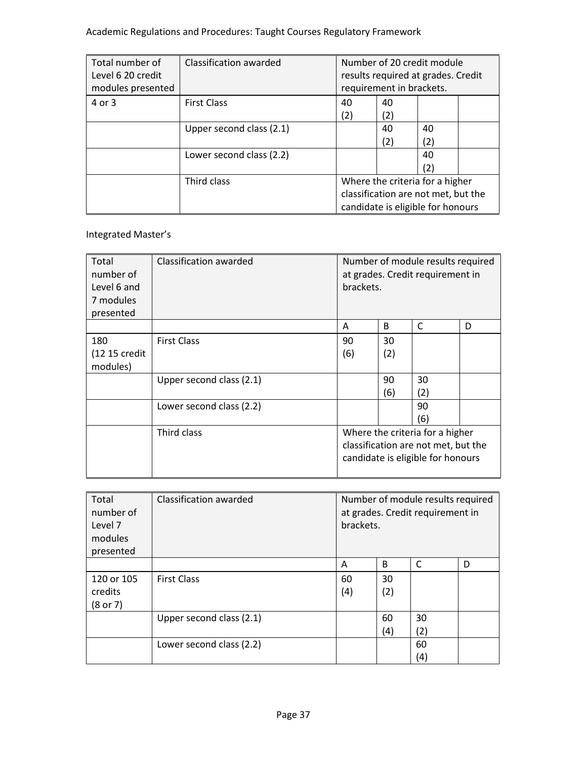| Total number of Level 6 20 credit modules presented | Classification awarded | Number of 20 credit module results required at grades. Credit requirement in brackets. | | | |
|---|---|---|---|---|---|
| 4 or 3 | First Class | 40 (2) | 40 (2) | | |
| | Upper second class (2.1) | | 40 (2) | 40 (2) | |
| | Lower second class (2.2) | | | 40 (2) | |
| | Third class | Where the criteria for a higher classification are not met, but the candidate is eligible for honours | | | |

Integrated Master's

| Total number of Level 6 and 7 modules presented | Classification awarded | Number of module results required at grades. Credit requirement in brackets. | | | |
|---|---|---|---|---|---|
| | | A | B | C | D |
| 180 (12 15 credit modules) | First Class | 90 (6) | 30 (2) | | |
| | Upper second class (2.1) | | 90 (6) | 30 (2) | |
| | Lower second class (2.2) | | | 90 (6) | |
| | Third class | Where the criteria for a higher classification are not met, but the candidate is eligible for honours | | | |

| Total number of Level 7 modules presented | Classification awarded | Number of module results required at grades. Credit requirement in brackets. | | | |
|---|---|---|---|---|---|
| | | A | B | C | D |
| 120 or 105 credits (8 or 7) | First Class | 60 (4) | 30 (2) | | |
| | Upper second class (2.1) | | 60 (4) | 30 (2) | |
| | Lower second class (2.2) | | | 60 (4) | |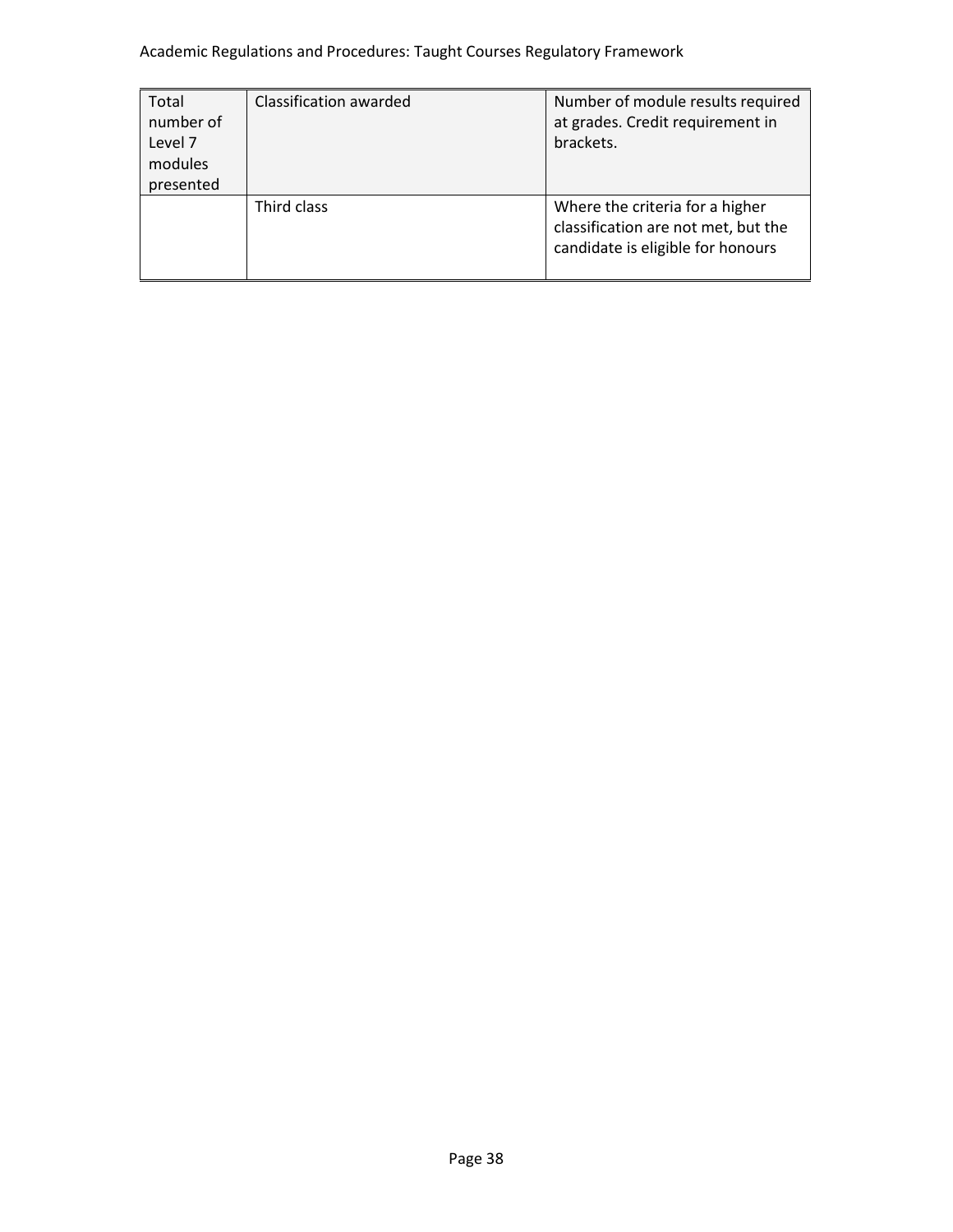| Total number of Level 7 modules presented | Classification awarded | Number of module results required at grades. Credit requirement in brackets. |
|---|---|---|
| | Third class | Where the criteria for a higher classification are not met, but the candidate is eligible for honours |